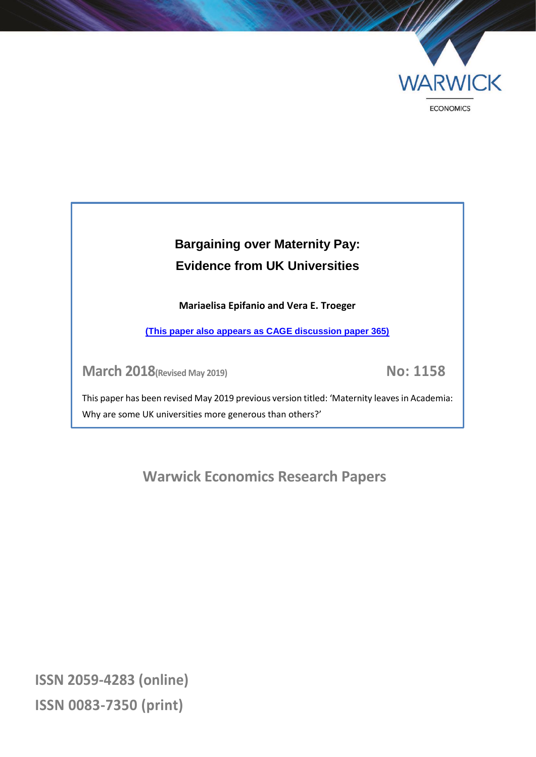WARWICK

ECONOMICS

# Bargaining over Maternity Pay: Evidence from UK Universities

**Mariaelisa Epifanio and Vera E. Troeger**

**(This paper also appears as CAGE discussion paper 365)**

**March 2018** (Revised May 2019) **No: 1158**

This paper has been revised May 2019 previous version titled: 'Maternity leaves in Academia: Why are some UK universities more generous than others?'

## Warwick Economics Research Papers

**ISSN 2059-4283 (online)**

**ISSN 0083-7350 (print)**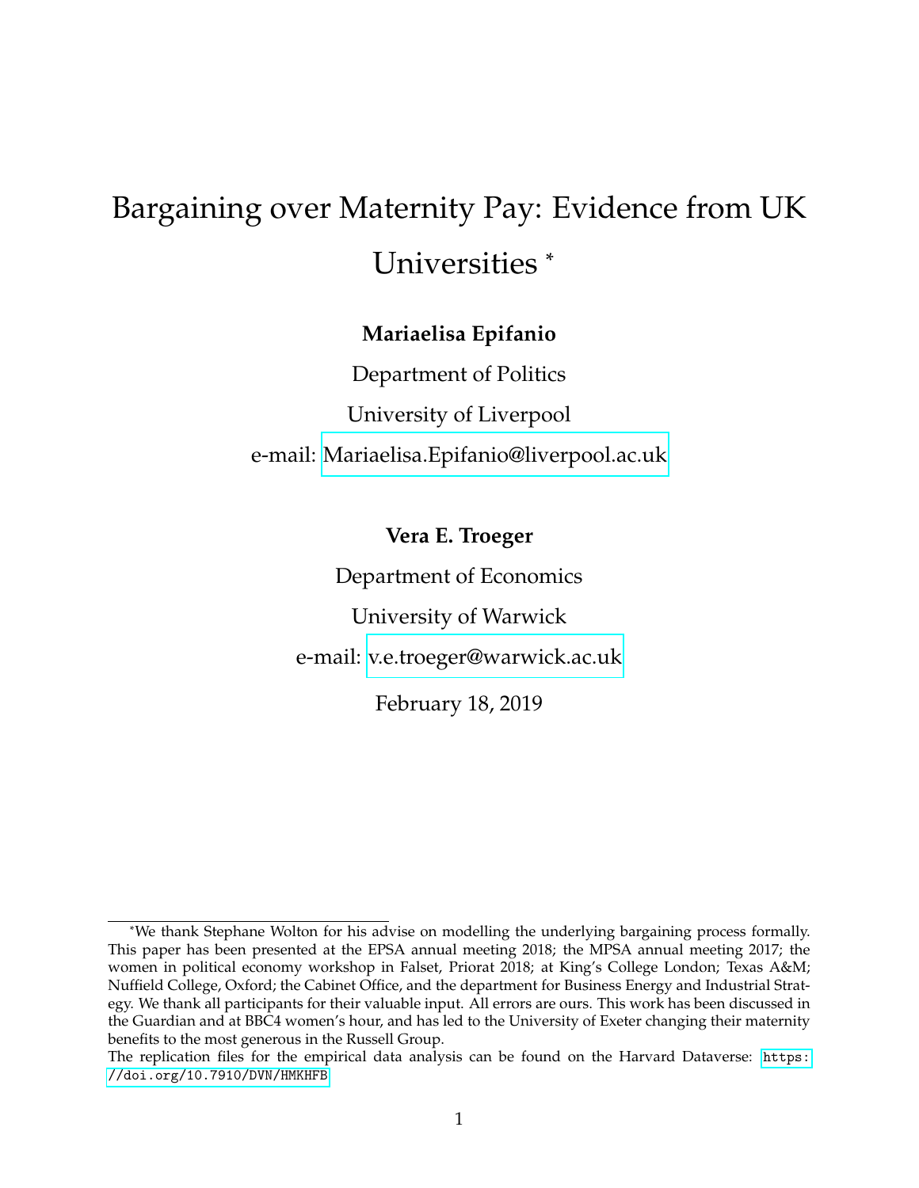# Bargaining over Maternity Pay: Evidence from UK Universities *

**Mariaelisa Epifanio**

Department of Politics

University of Liverpool

e-mail: Mariaelisa.Epifanio@liverpool.ac.uk

**Vera E. Troeger**

Department of Economics

University of Warwick

e-mail: v.e.troeger@warwick.ac.uk

February 18, 2019

---

*We thank Stephane Wolton for his advise on modelling the underlying bargaining process formally. This paper has been presented at the EPSA annual meeting 2018; the MPSA annual meeting 2017; the women in political economy workshop in Falset, Priorat 2018; at King's College London; Texas A&M; Nuffield College, Oxford; the Cabinet Office, and the department for Business Energy and Industrial Strategy. We thank all participants for their valuable input. All errors are ours. This work has been discussed in the Guardian and at BBC4 women's hour, and has led to the University of Exeter changing their maternity benefits to the most generous in the Russell Group.

The replication files for the empirical data analysis can be found on the Harvard Dataverse: https://doi.org/10.7910/DVN/HMKHFB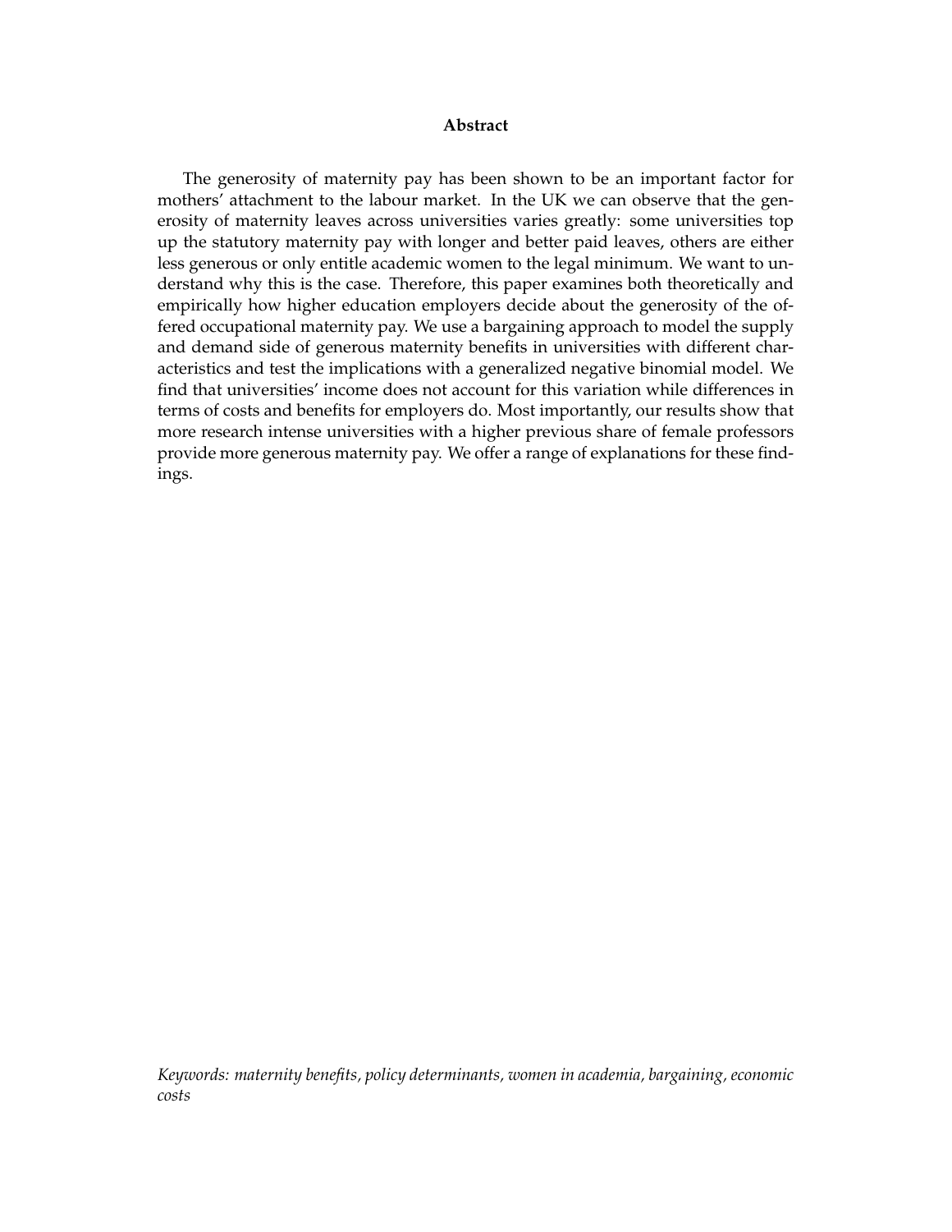**Abstract**

The generosity of maternity pay has been shown to be an important factor for mothers' attachment to the labour market. In the UK we can observe that the generosity of maternity leaves across universities varies greatly: some universities top up the statutory maternity pay with longer and better paid leaves, others are either less generous or only entitle academic women to the legal minimum. We want to understand why this is the case. Therefore, this paper examines both theoretically and empirically how higher education employers decide about the generosity of the offered occupational maternity pay. We use a bargaining approach to model the supply and demand side of generous maternity benefits in universities with different characteristics and test the implications with a generalized negative binomial model. We find that universities' income does not account for this variation while differences in terms of costs and benefits for employers do. Most importantly, our results show that more research intense universities with a higher previous share of female professors provide more generous maternity pay. We offer a range of explanations for these findings.

*Keywords: maternity benefits, policy determinants, women in academia, bargaining, economic costs*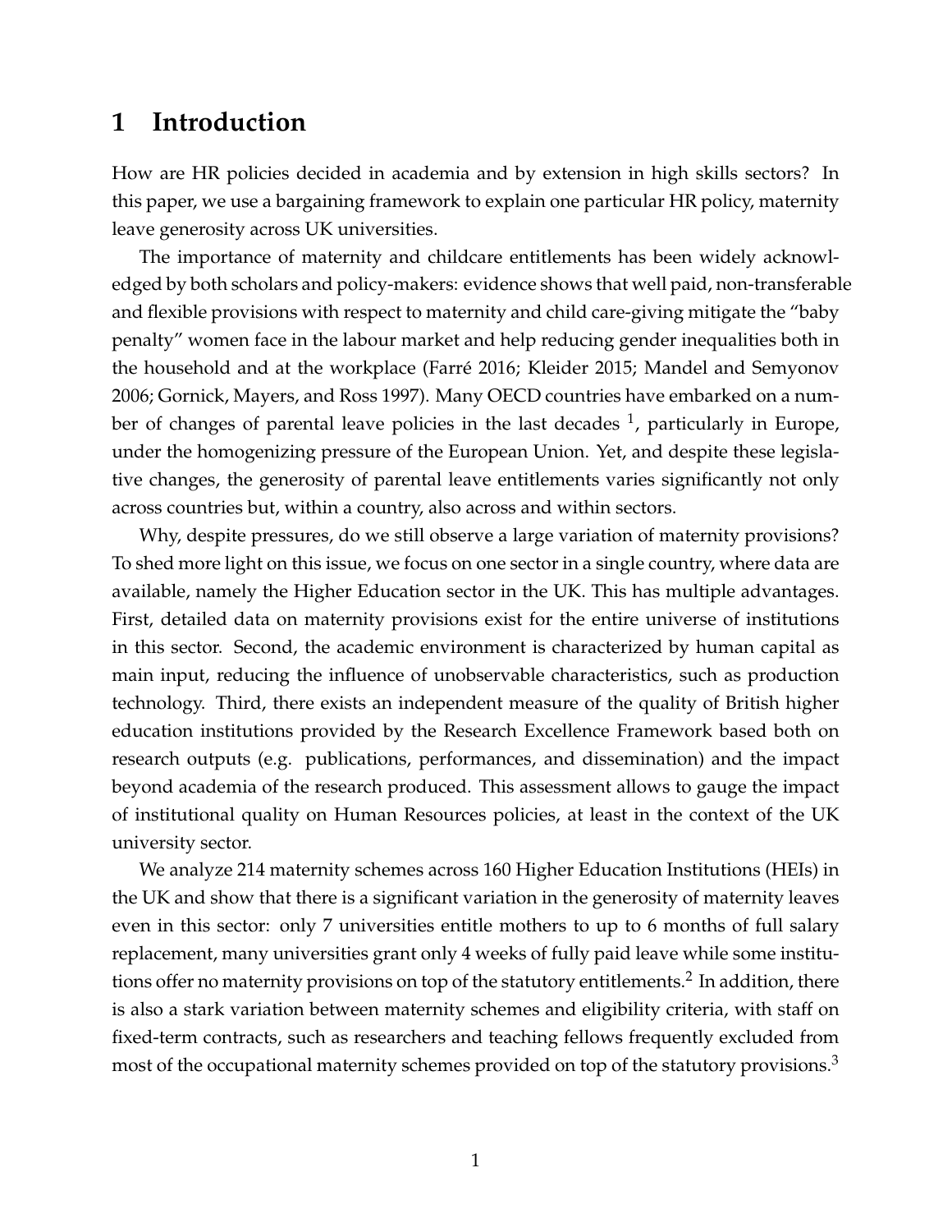# 1 Introduction

How are HR policies decided in academia and by extension in high skills sectors? In this paper, we use a bargaining framework to explain one particular HR policy, maternity leave generosity across UK universities.

The importance of maternity and childcare entitlements has been widely acknowledged by both scholars and policy-makers: evidence shows that well paid, non-transferable and flexible provisions with respect to maternity and child care-giving mitigate the "baby penalty" women face in the labour market and help reducing gender inequalities both in the household and at the workplace (Farré 2016; Kleider 2015; Mandel and Semyonov 2006; Gornick, Mayers, and Ross 1997). Many OECD countries have embarked on a number of changes of parental leave policies in the last decades [1], particularly in Europe, under the homogenizing pressure of the European Union. Yet, and despite these legislative changes, the generosity of parental leave entitlements varies significantly not only across countries but, within a country, also across and within sectors.

Why, despite pressures, do we still observe a large variation of maternity provisions? To shed more light on this issue, we focus on one sector in a single country, where data are available, namely the Higher Education sector in the UK. This has multiple advantages. First, detailed data on maternity provisions exist for the entire universe of institutions in this sector. Second, the academic environment is characterized by human capital as main input, reducing the influence of unobservable characteristics, such as production technology. Third, there exists an independent measure of the quality of British higher education institutions provided by the Research Excellence Framework based both on research outputs (e.g. publications, performances, and dissemination) and the impact beyond academia of the research produced. This assessment allows to gauge the impact of institutional quality on Human Resources policies, at least in the context of the UK university sector.

We analyze 214 maternity schemes across 160 Higher Education Institutions (HEIs) in the UK and show that there is a significant variation in the generosity of maternity leaves even in this sector: only 7 universities entitle mothers to up to 6 months of full salary replacement, many universities grant only 4 weeks of fully paid leave while some institutions offer no maternity provisions on top of the statutory entitlements.[2] In addition, there is also a stark variation between maternity schemes and eligibility criteria, with staff on fixed-term contracts, such as researchers and teaching fellows frequently excluded from most of the occupational maternity schemes provided on top of the statutory provisions.[3]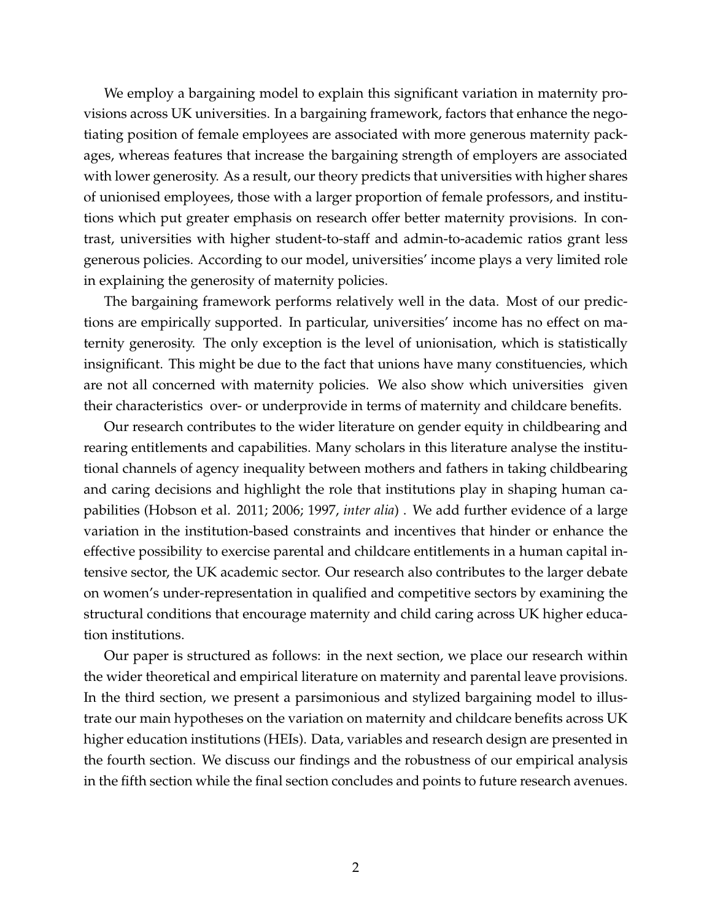We employ a bargaining model to explain this significant variation in maternity provisions across UK universities. In a bargaining framework, factors that enhance the negotiating position of female employees are associated with more generous maternity packages, whereas features that increase the bargaining strength of employers are associated with lower generosity. As a result, our theory predicts that universities with higher shares of unionised employees, those with a larger proportion of female professors, and institutions which put greater emphasis on research offer better maternity provisions. In contrast, universities with higher student-to-staff and admin-to-academic ratios grant less generous policies. According to our model, universities' income plays a very limited role in explaining the generosity of maternity policies.

The bargaining framework performs relatively well in the data. Most of our predictions are empirically supported. In particular, universities' income has no effect on maternity generosity. The only exception is the level of unionisation, which is statistically insignificant. This might be due to the fact that unions have many constituencies, which are not all concerned with maternity policies. We also show which universities given their characteristics over- or underprovide in terms of maternity and childcare benefits.

Our research contributes to the wider literature on gender equity in childbearing and rearing entitlements and capabilities. Many scholars in this literature analyse the institutional channels of agency inequality between mothers and fathers in taking childbearing and caring decisions and highlight the role that institutions play in shaping human capabilities (Hobson et al. 2011; 2006; 1997, *inter alia*) . We add further evidence of a large variation in the institution-based constraints and incentives that hinder or enhance the effective possibility to exercise parental and childcare entitlements in a human capital intensive sector, the UK academic sector. Our research also contributes to the larger debate on women's under-representation in qualified and competitive sectors by examining the structural conditions that encourage maternity and child caring across UK higher education institutions.

Our paper is structured as follows: in the next section, we place our research within the wider theoretical and empirical literature on maternity and parental leave provisions. In the third section, we present a parsimonious and stylized bargaining model to illustrate our main hypotheses on the variation on maternity and childcare benefits across UK higher education institutions (HEIs). Data, variables and research design are presented in the fourth section. We discuss our findings and the robustness of our empirical analysis in the fifth section while the final section concludes and points to future research avenues.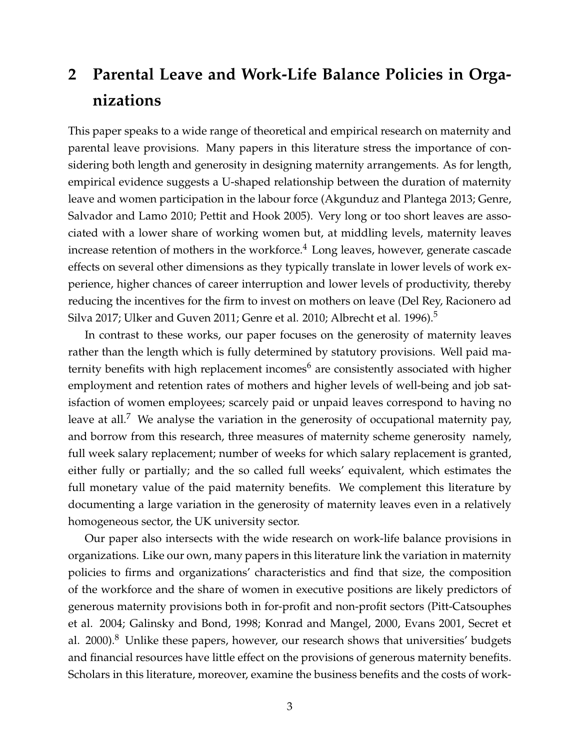## 2 Parental Leave and Work-Life Balance Policies in Organizations

This paper speaks to a wide range of theoretical and empirical research on maternity and parental leave provisions. Many papers in this literature stress the importance of considering both length and generosity in designing maternity arrangements. As for length, empirical evidence suggests a U-shaped relationship between the duration of maternity leave and women participation in the labour force (Akgunduz and Plantega 2013; Genre, Salvador and Lamo 2010; Pettit and Hook 2005). Very long or too short leaves are associated with a lower share of working women but, at middling levels, maternity leaves increase retention of mothers in the workforce.[4] Long leaves, however, generate cascade effects on several other dimensions as they typically translate in lower levels of work experience, higher chances of career interruption and lower levels of productivity, thereby reducing the incentives for the firm to invest on mothers on leave (Del Rey, Racionero ad Silva 2017; Ulker and Guven 2011; Genre et al. 2010; Albrecht et al. 1996).[5]

In contrast to these works, our paper focuses on the generosity of maternity leaves rather than the length which is fully determined by statutory provisions. Well paid maternity benefits with high replacement incomes[6] are consistently associated with higher employment and retention rates of mothers and higher levels of well-being and job satisfaction of women employees; scarcely paid or unpaid leaves correspond to having no leave at all.[7] We analyse the variation in the generosity of occupational maternity pay, and borrow from this research, three measures of maternity scheme generosity namely, full week salary replacement; number of weeks for which salary replacement is granted, either fully or partially; and the so called full weeks' equivalent, which estimates the full monetary value of the paid maternity benefits. We complement this literature by documenting a large variation in the generosity of maternity leaves even in a relatively homogeneous sector, the UK university sector.

Our paper also intersects with the wide research on work-life balance provisions in organizations. Like our own, many papers in this literature link the variation in maternity policies to firms and organizations' characteristics and find that size, the composition of the workforce and the share of women in executive positions are likely predictors of generous maternity provisions both in for-profit and non-profit sectors (Pitt-Catsouphes et al. 2004; Galinsky and Bond, 1998; Konrad and Mangel, 2000, Evans 2001, Secret et al. 2000).[8] Unlike these papers, however, our research shows that universities' budgets and financial resources have little effect on the provisions of generous maternity benefits. Scholars in this literature, moreover, examine the business benefits and the costs of work-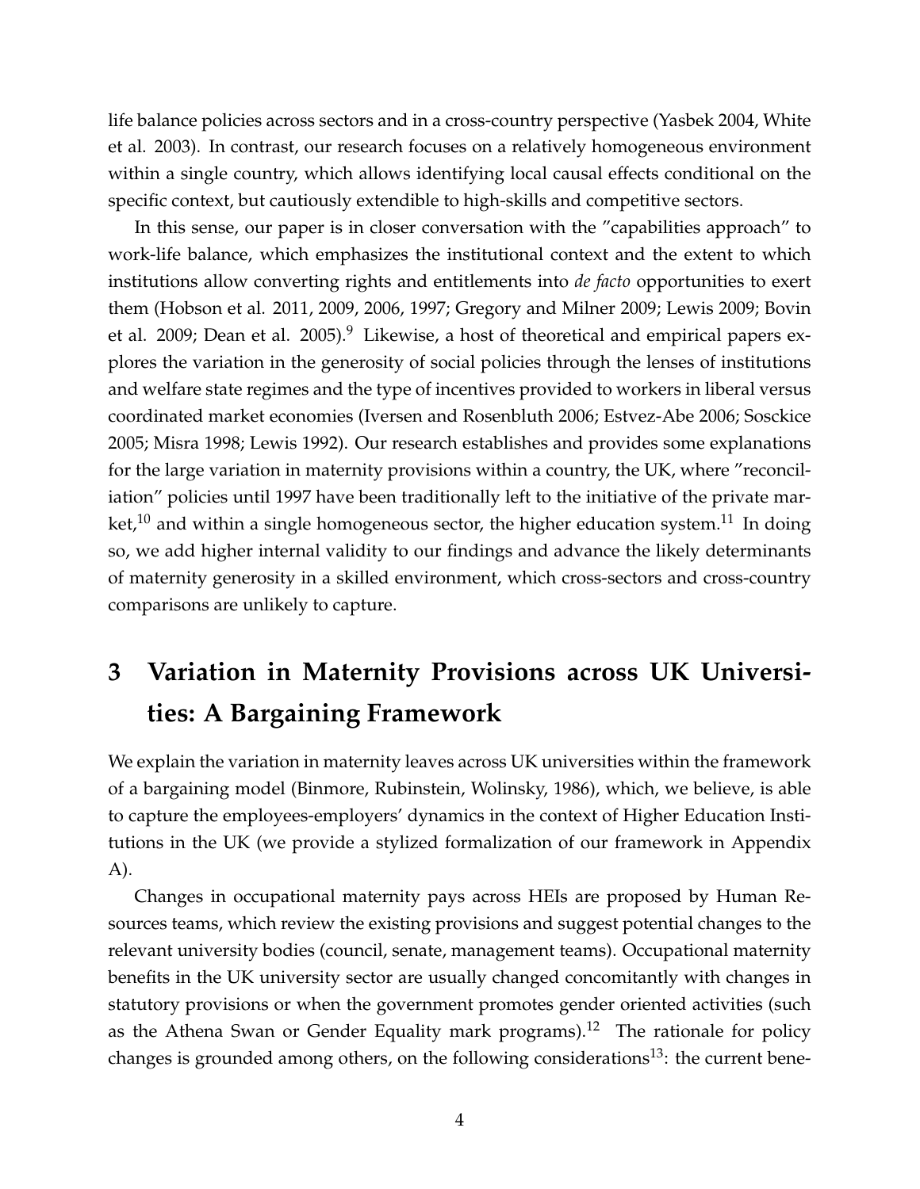life balance policies across sectors and in a cross-country perspective (Yasbek 2004, White et al. 2003). In contrast, our research focuses on a relatively homogeneous environment within a single country, which allows identifying local causal effects conditional on the specific context, but cautiously extendible to high-skills and competitive sectors.

In this sense, our paper is in closer conversation with the "capabilities approach" to work-life balance, which emphasizes the institutional context and the extent to which institutions allow converting rights and entitlements into *de facto* opportunities to exert them (Hobson et al. 2011, 2009, 2006, 1997; Gregory and Milner 2009; Lewis 2009; Bovin et al. 2009; Dean et al. 2005).[9] Likewise, a host of theoretical and empirical papers explores the variation in the generosity of social policies through the lenses of institutions and welfare state regimes and the type of incentives provided to workers in liberal versus coordinated market economies (Iversen and Rosenbluth 2006; Estvez-Abe 2006; Sosckice 2005; Misra 1998; Lewis 1992). Our research establishes and provides some explanations for the large variation in maternity provisions within a country, the UK, where "reconciliation" policies until 1997 have been traditionally left to the initiative of the private market,[10] and within a single homogeneous sector, the higher education system.[11] In doing so, we add higher internal validity to our findings and advance the likely determinants of maternity generosity in a skilled environment, which cross-sectors and cross-country comparisons are unlikely to capture.

# 3 Variation in Maternity Provisions across UK Universities: A Bargaining Framework

We explain the variation in maternity leaves across UK universities within the framework of a bargaining model (Binmore, Rubinstein, Wolinsky, 1986), which, we believe, is able to capture the employees-employers' dynamics in the context of Higher Education Institutions in the UK (we provide a stylized formalization of our framework in Appendix A).

Changes in occupational maternity pays across HEIs are proposed by Human Resources teams, which review the existing provisions and suggest potential changes to the relevant university bodies (council, senate, management teams). Occupational maternity benefits in the UK university sector are usually changed concomitantly with changes in statutory provisions or when the government promotes gender oriented activities (such as the Athena Swan or Gender Equality mark programs).[12] The rationale for policy changes is grounded among others, on the following considerations[13]: the current bene-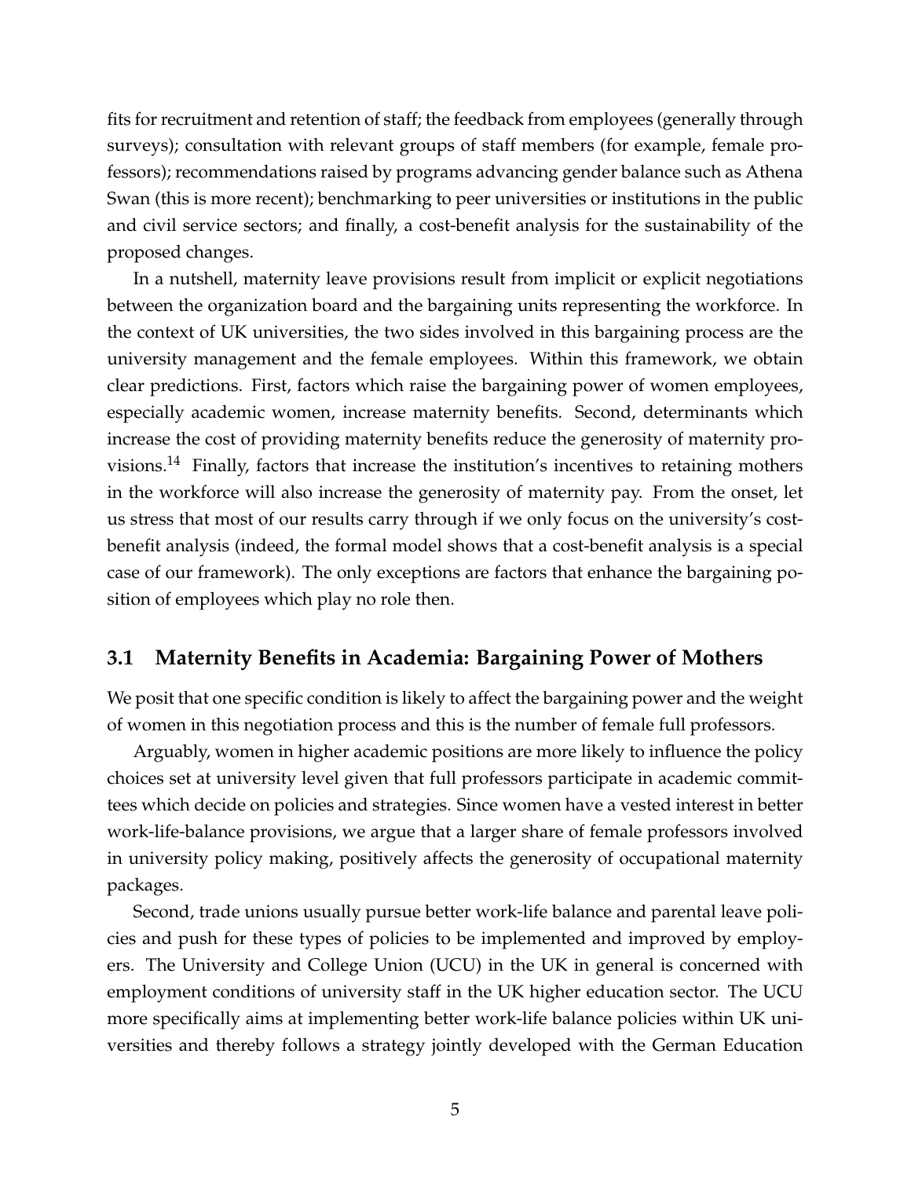fits for recruitment and retention of staff; the feedback from employees (generally through surveys); consultation with relevant groups of staff members (for example, female professors); recommendations raised by programs advancing gender balance such as Athena Swan (this is more recent); benchmarking to peer universities or institutions in the public and civil service sectors; and finally, a cost-benefit analysis for the sustainability of the proposed changes.

In a nutshell, maternity leave provisions result from implicit or explicit negotiations between the organization board and the bargaining units representing the workforce. In the context of UK universities, the two sides involved in this bargaining process are the university management and the female employees. Within this framework, we obtain clear predictions. First, factors which raise the bargaining power of women employees, especially academic women, increase maternity benefits. Second, determinants which increase the cost of providing maternity benefits reduce the generosity of maternity provisions.[14] Finally, factors that increase the institution's incentives to retaining mothers in the workforce will also increase the generosity of maternity pay. From the onset, let us stress that most of our results carry through if we only focus on the university's cost-benefit analysis (indeed, the formal model shows that a cost-benefit analysis is a special case of our framework). The only exceptions are factors that enhance the bargaining position of employees which play no role then.

## 3.1 Maternity Benefits in Academia: Bargaining Power of Mothers

We posit that one specific condition is likely to affect the bargaining power and the weight of women in this negotiation process and this is the number of female full professors.

Arguably, women in higher academic positions are more likely to influence the policy choices set at university level given that full professors participate in academic committees which decide on policies and strategies. Since women have a vested interest in better work-life-balance provisions, we argue that a larger share of female professors involved in university policy making, positively affects the generosity of occupational maternity packages.

Second, trade unions usually pursue better work-life balance and parental leave policies and push for these types of policies to be implemented and improved by employers. The University and College Union (UCU) in the UK in general is concerned with employment conditions of university staff in the UK higher education sector. The UCU more specifically aims at implementing better work-life balance policies within UK universities and thereby follows a strategy jointly developed with the German Education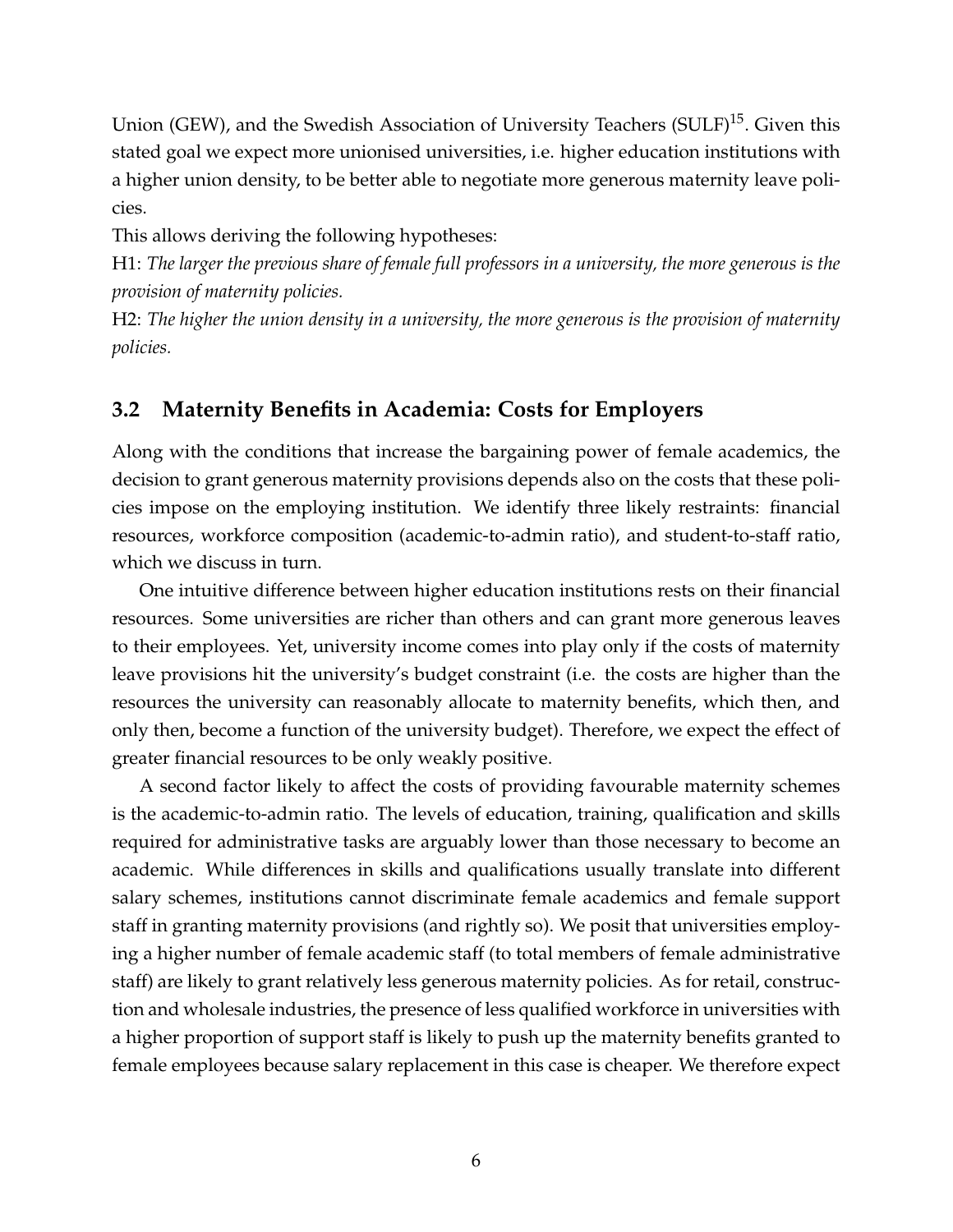Union (GEW), and the Swedish Association of University Teachers (SULF)[15]. Given this stated goal we expect more unionised universities, i.e. higher education institutions with a higher union density, to be better able to negotiate more generous maternity leave policies.

This allows deriving the following hypotheses:

H1: *The larger the previous share of female full professors in a university, the more generous is the provision of maternity policies.*

H2: *The higher the union density in a university, the more generous is the provision of maternity policies.*

### 3.2 Maternity Benefits in Academia: Costs for Employers

Along with the conditions that increase the bargaining power of female academics, the decision to grant generous maternity provisions depends also on the costs that these policies impose on the employing institution. We identify three likely restraints: financial resources, workforce composition (academic-to-admin ratio), and student-to-staff ratio, which we discuss in turn.

One intuitive difference between higher education institutions rests on their financial resources. Some universities are richer than others and can grant more generous leaves to their employees. Yet, university income comes into play only if the costs of maternity leave provisions hit the university's budget constraint (i.e. the costs are higher than the resources the university can reasonably allocate to maternity benefits, which then, and only then, become a function of the university budget). Therefore, we expect the effect of greater financial resources to be only weakly positive.

A second factor likely to affect the costs of providing favourable maternity schemes is the academic-to-admin ratio. The levels of education, training, qualification and skills required for administrative tasks are arguably lower than those necessary to become an academic. While differences in skills and qualifications usually translate into different salary schemes, institutions cannot discriminate female academics and female support staff in granting maternity provisions (and rightly so). We posit that universities employing a higher number of female academic staff (to total members of female administrative staff) are likely to grant relatively less generous maternity policies. As for retail, construction and wholesale industries, the presence of less qualified workforce in universities with a higher proportion of support staff is likely to push up the maternity benefits granted to female employees because salary replacement in this case is cheaper. We therefore expect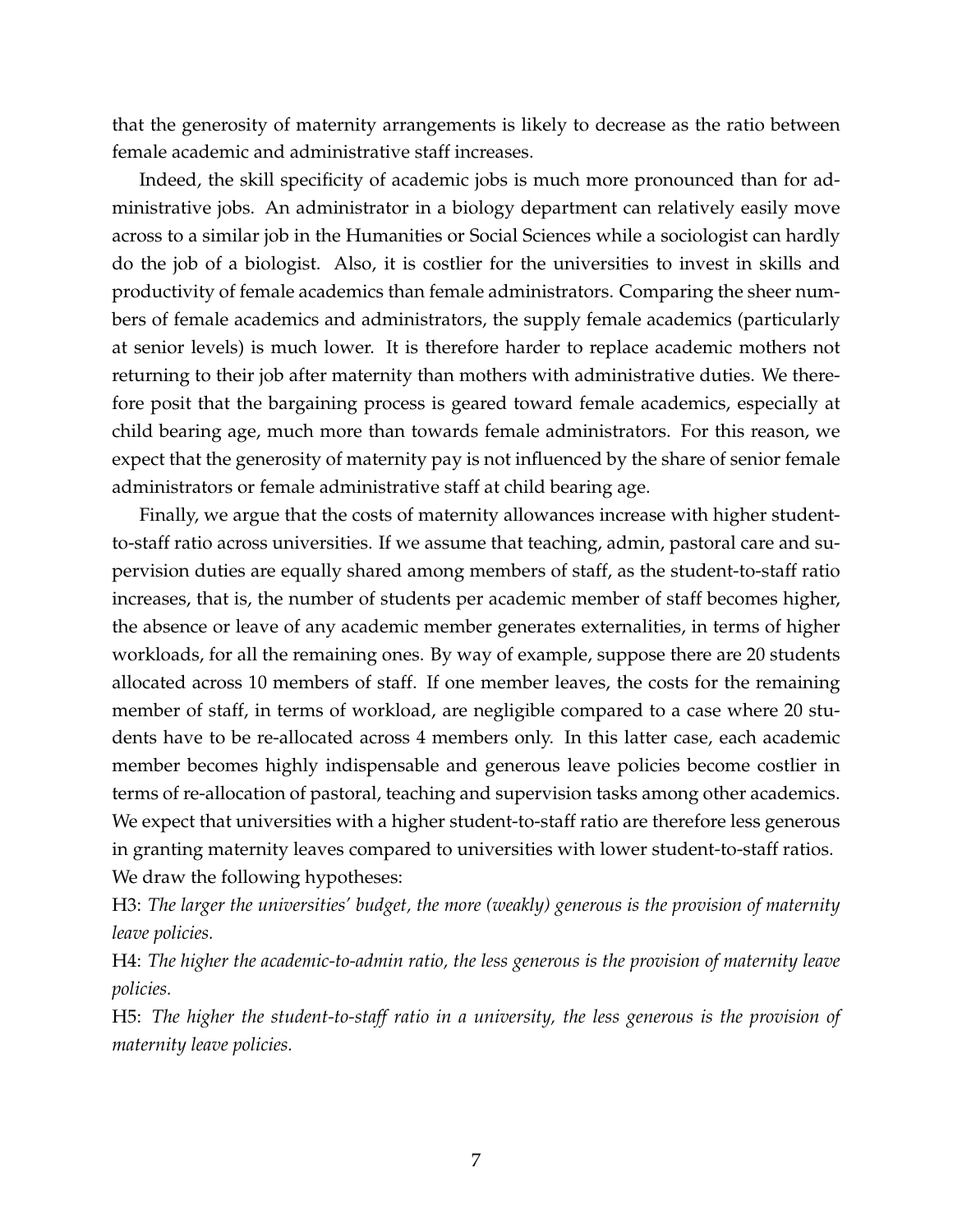that the generosity of maternity arrangements is likely to decrease as the ratio between female academic and administrative staff increases.

Indeed, the skill specificity of academic jobs is much more pronounced than for administrative jobs. An administrator in a biology department can relatively easily move across to a similar job in the Humanities or Social Sciences while a sociologist can hardly do the job of a biologist. Also, it is costlier for the universities to invest in skills and productivity of female academics than female administrators. Comparing the sheer numbers of female academics and administrators, the supply female academics (particularly at senior levels) is much lower. It is therefore harder to replace academic mothers not returning to their job after maternity than mothers with administrative duties. We therefore posit that the bargaining process is geared toward female academics, especially at child bearing age, much more than towards female administrators. For this reason, we expect that the generosity of maternity pay is not influenced by the share of senior female administrators or female administrative staff at child bearing age.

Finally, we argue that the costs of maternity allowances increase with higher student-to-staff ratio across universities. If we assume that teaching, admin, pastoral care and supervision duties are equally shared among members of staff, as the student-to-staff ratio increases, that is, the number of students per academic member of staff becomes higher, the absence or leave of any academic member generates externalities, in terms of higher workloads, for all the remaining ones. By way of example, suppose there are 20 students allocated across 10 members of staff. If one member leaves, the costs for the remaining member of staff, in terms of workload, are negligible compared to a case where 20 students have to be re-allocated across 4 members only. In this latter case, each academic member becomes highly indispensable and generous leave policies become costlier in terms of re-allocation of pastoral, teaching and supervision tasks among other academics. We expect that universities with a higher student-to-staff ratio are therefore less generous in granting maternity leaves compared to universities with lower student-to-staff ratios. We draw the following hypotheses:

H3: *The larger the universities' budget, the more (weakly) generous is the provision of maternity leave policies.*

H4: *The higher the academic-to-admin ratio, the less generous is the provision of maternity leave policies.*

H5: *The higher the student-to-staff ratio in a university, the less generous is the provision of maternity leave policies.*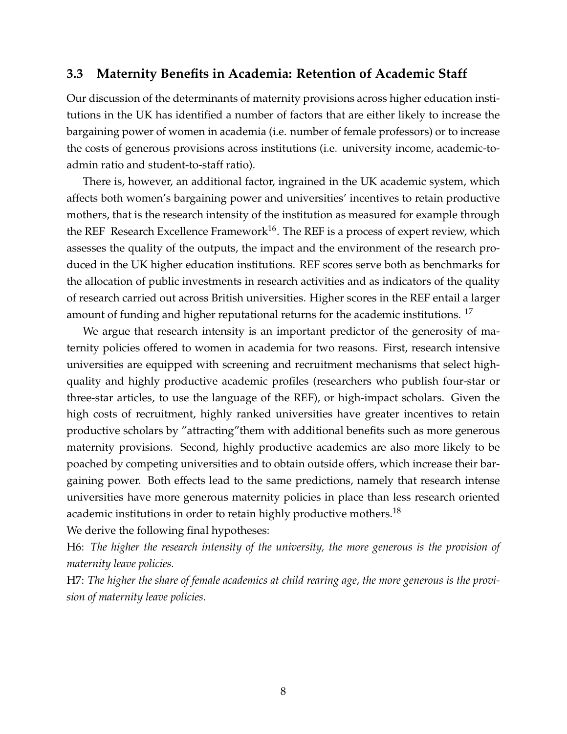### 3.3 Maternity Benefits in Academia: Retention of Academic Staff

Our discussion of the determinants of maternity provisions across higher education institutions in the UK has identified a number of factors that are either likely to increase the bargaining power of women in academia (i.e. number of female professors) or to increase the costs of generous provisions across institutions (i.e. university income, academic-to-admin ratio and student-to-staff ratio).

There is, however, an additional factor, ingrained in the UK academic system, which affects both women's bargaining power and universities' incentives to retain productive mothers, that is the research intensity of the institution as measured for example through the REF Research Excellence Framework[16]. The REF is a process of expert review, which assesses the quality of the outputs, the impact and the environment of the research produced in the UK higher education institutions. REF scores serve both as benchmarks for the allocation of public investments in research activities and as indicators of the quality of research carried out across British universities. Higher scores in the REF entail a larger amount of funding and higher reputational returns for the academic institutions. [17]

We argue that research intensity is an important predictor of the generosity of maternity policies offered to women in academia for two reasons. First, research intensive universities are equipped with screening and recruitment mechanisms that select high-quality and highly productive academic profiles (researchers who publish four-star or three-star articles, to use the language of the REF), or high-impact scholars. Given the high costs of recruitment, highly ranked universities have greater incentives to retain productive scholars by "attracting"them with additional benefits such as more generous maternity provisions. Second, highly productive academics are also more likely to be poached by competing universities and to obtain outside offers, which increase their bargaining power. Both effects lead to the same predictions, namely that research intense universities have more generous maternity policies in place than less research oriented academic institutions in order to retain highly productive mothers.[18]

We derive the following final hypotheses:

H6: *The higher the research intensity of the university, the more generous is the provision of maternity leave policies.*

H7: *The higher the share of female academics at child rearing age, the more generous is the provision of maternity leave policies.*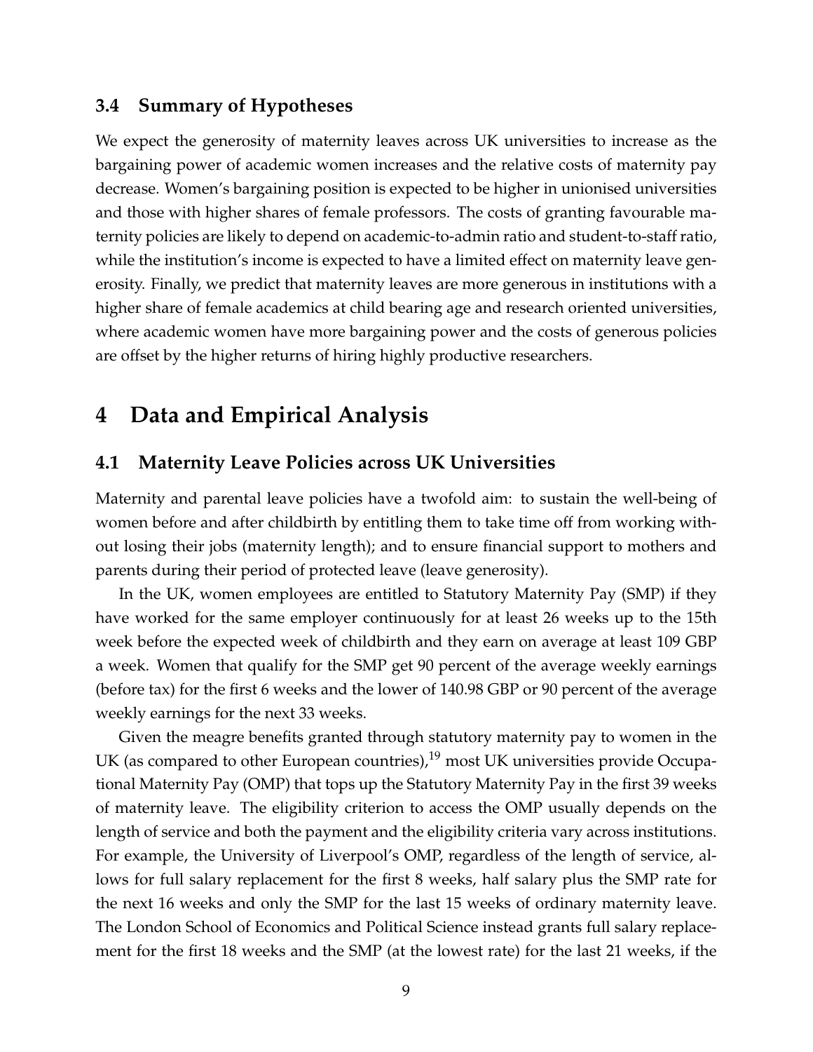### 3.4 Summary of Hypotheses

We expect the generosity of maternity leaves across UK universities to increase as the bargaining power of academic women increases and the relative costs of maternity pay decrease. Women's bargaining position is expected to be higher in unionised universities and those with higher shares of female professors. The costs of granting favourable maternity policies are likely to depend on academic-to-admin ratio and student-to-staff ratio, while the institution's income is expected to have a limited effect on maternity leave generosity. Finally, we predict that maternity leaves are more generous in institutions with a higher share of female academics at child bearing age and research oriented universities, where academic women have more bargaining power and the costs of generous policies are offset by the higher returns of hiring highly productive researchers.

## 4 Data and Empirical Analysis

### 4.1 Maternity Leave Policies across UK Universities

Maternity and parental leave policies have a twofold aim: to sustain the well-being of women before and after childbirth by entitling them to take time off from working without losing their jobs (maternity length); and to ensure financial support to mothers and parents during their period of protected leave (leave generosity).

In the UK, women employees are entitled to Statutory Maternity Pay (SMP) if they have worked for the same employer continuously for at least 26 weeks up to the 15th week before the expected week of childbirth and they earn on average at least 109 GBP a week. Women that qualify for the SMP get 90 percent of the average weekly earnings (before tax) for the first 6 weeks and the lower of 140.98 GBP or 90 percent of the average weekly earnings for the next 33 weeks.

Given the meagre benefits granted through statutory maternity pay to women in the UK (as compared to other European countries),[19] most UK universities provide Occupational Maternity Pay (OMP) that tops up the Statutory Maternity Pay in the first 39 weeks of maternity leave. The eligibility criterion to access the OMP usually depends on the length of service and both the payment and the eligibility criteria vary across institutions. For example, the University of Liverpool's OMP, regardless of the length of service, allows for full salary replacement for the first 8 weeks, half salary plus the SMP rate for the next 16 weeks and only the SMP for the last 15 weeks of ordinary maternity leave. The London School of Economics and Political Science instead grants full salary replacement for the first 18 weeks and the SMP (at the lowest rate) for the last 21 weeks, if the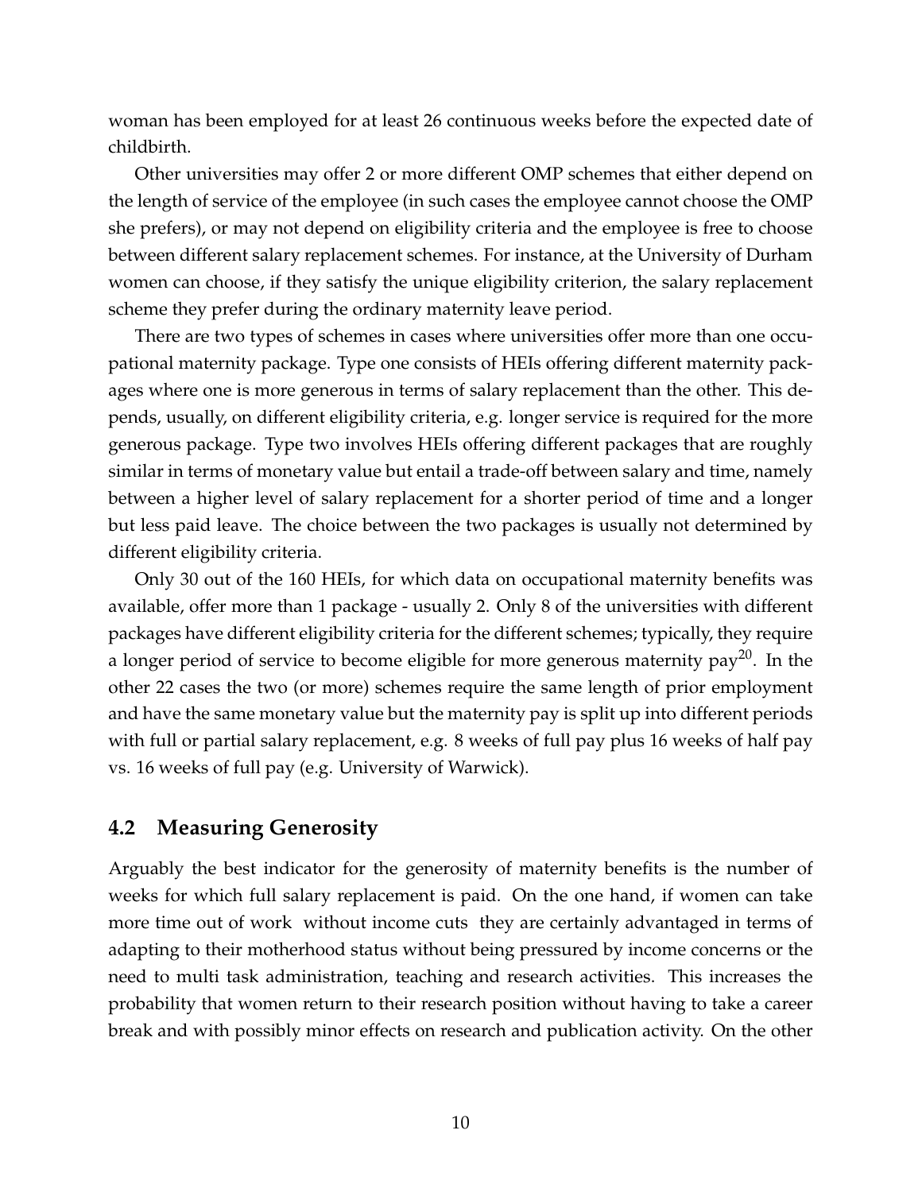woman has been employed for at least 26 continuous weeks before the expected date of childbirth.

Other universities may offer 2 or more different OMP schemes that either depend on the length of service of the employee (in such cases the employee cannot choose the OMP she prefers), or may not depend on eligibility criteria and the employee is free to choose between different salary replacement schemes. For instance, at the University of Durham women can choose, if they satisfy the unique eligibility criterion, the salary replacement scheme they prefer during the ordinary maternity leave period.

There are two types of schemes in cases where universities offer more than one occupational maternity package. Type one consists of HEIs offering different maternity packages where one is more generous in terms of salary replacement than the other. This depends, usually, on different eligibility criteria, e.g. longer service is required for the more generous package. Type two involves HEIs offering different packages that are roughly similar in terms of monetary value but entail a trade-off between salary and time, namely between a higher level of salary replacement for a shorter period of time and a longer but less paid leave. The choice between the two packages is usually not determined by different eligibility criteria.

Only 30 out of the 160 HEIs, for which data on occupational maternity benefits was available, offer more than 1 package - usually 2. Only 8 of the universities with different packages have different eligibility criteria for the different schemes; typically, they require a longer period of service to become eligible for more generous maternity pay[20]. In the other 22 cases the two (or more) schemes require the same length of prior employment and have the same monetary value but the maternity pay is split up into different periods with full or partial salary replacement, e.g. 8 weeks of full pay plus 16 weeks of half pay vs. 16 weeks of full pay (e.g. University of Warwick).

## 4.2 Measuring Generosity

Arguably the best indicator for the generosity of maternity benefits is the number of weeks for which full salary replacement is paid. On the one hand, if women can take more time out of work without income cuts they are certainly advantaged in terms of adapting to their motherhood status without being pressured by income concerns or the need to multi task administration, teaching and research activities. This increases the probability that women return to their research position without having to take a career break and with possibly minor effects on research and publication activity. On the other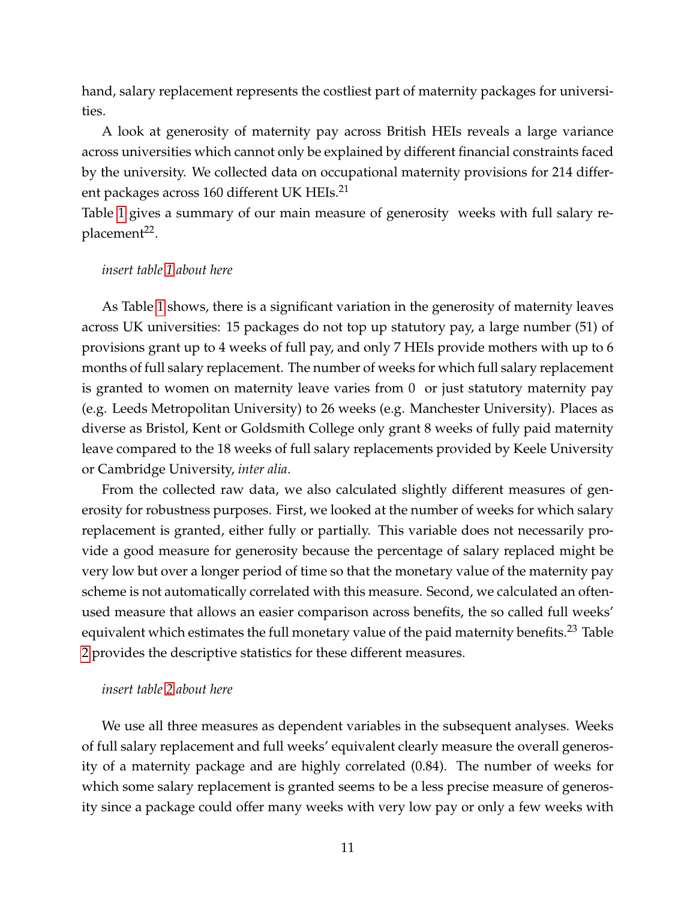hand, salary replacement represents the costliest part of maternity packages for universities.

A look at generosity of maternity pay across British HEIs reveals a large variance across universities which cannot only be explained by different financial constraints faced by the university. We collected data on occupational maternity provisions for 214 different packages across 160 different UK HEIs.[21]
Table 1 gives a summary of our main measure of generosity  weeks with full salary replacement[22].

*insert table 1 about here*

As Table 1 shows, there is a significant variation in the generosity of maternity leaves across UK universities: 15 packages do not top up statutory pay, a large number (51) of provisions grant up to 4 weeks of full pay, and only 7 HEIs provide mothers with up to 6 months of full salary replacement. The number of weeks for which full salary replacement is granted to women on maternity leave varies from 0  or just statutory maternity pay (e.g. Leeds Metropolitan University) to 26 weeks (e.g. Manchester University). Places as diverse as Bristol, Kent or Goldsmith College only grant 8 weeks of fully paid maternity leave compared to the 18 weeks of full salary replacements provided by Keele University or Cambridge University, *inter alia*.

From the collected raw data, we also calculated slightly different measures of generosity for robustness purposes. First, we looked at the number of weeks for which salary replacement is granted, either fully or partially. This variable does not necessarily provide a good measure for generosity because the percentage of salary replaced might be very low but over a longer period of time so that the monetary value of the maternity pay scheme is not automatically correlated with this measure. Second, we calculated an often-used measure that allows an easier comparison across benefits, the so called full weeks' equivalent which estimates the full monetary value of the paid maternity benefits.[23] Table 2 provides the descriptive statistics for these different measures.

*insert table 2 about here*

We use all three measures as dependent variables in the subsequent analyses. Weeks of full salary replacement and full weeks' equivalent clearly measure the overall generosity of a maternity package and are highly correlated (0.84). The number of weeks for which some salary replacement is granted seems to be a less precise measure of generosity since a package could offer many weeks with very low pay or only a few weeks with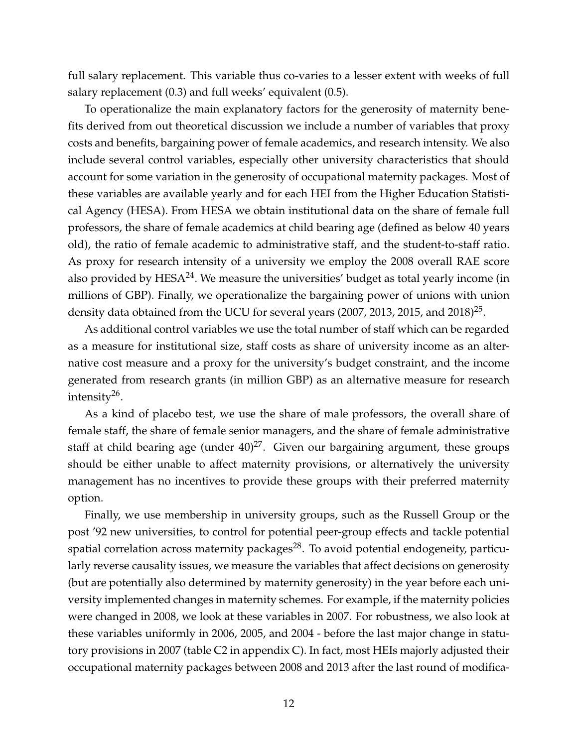full salary replacement. This variable thus co-varies to a lesser extent with weeks of full salary replacement (0.3) and full weeks' equivalent (0.5).

To operationalize the main explanatory factors for the generosity of maternity benefits derived from out theoretical discussion we include a number of variables that proxy costs and benefits, bargaining power of female academics, and research intensity. We also include several control variables, especially other university characteristics that should account for some variation in the generosity of occupational maternity packages. Most of these variables are available yearly and for each HEI from the Higher Education Statistical Agency (HESA). From HESA we obtain institutional data on the share of female full professors, the share of female academics at child bearing age (defined as below 40 years old), the ratio of female academic to administrative staff, and the student-to-staff ratio. As proxy for research intensity of a university we employ the 2008 overall RAE score also provided by HESA[24]. We measure the universities' budget as total yearly income (in millions of GBP). Finally, we operationalize the bargaining power of unions with union density data obtained from the UCU for several years (2007, 2013, 2015, and 2018)[25].

As additional control variables we use the total number of staff which can be regarded as a measure for institutional size, staff costs as share of university income as an alternative cost measure and a proxy for the university's budget constraint, and the income generated from research grants (in million GBP) as an alternative measure for research intensity[26].

As a kind of placebo test, we use the share of male professors, the overall share of female staff, the share of female senior managers, and the share of female administrative staff at child bearing age (under 40)[27]. Given our bargaining argument, these groups should be either unable to affect maternity provisions, or alternatively the university management has no incentives to provide these groups with their preferred maternity option.

Finally, we use membership in university groups, such as the Russell Group or the post '92 new universities, to control for potential peer-group effects and tackle potential spatial correlation across maternity packages[28]. To avoid potential endogeneity, particularly reverse causality issues, we measure the variables that affect decisions on generosity (but are potentially also determined by maternity generosity) in the year before each university implemented changes in maternity schemes. For example, if the maternity policies were changed in 2008, we look at these variables in 2007. For robustness, we also look at these variables uniformly in 2006, 2005, and 2004 - before the last major change in statutory provisions in 2007 (table C2 in appendix C). In fact, most HEIs majorly adjusted their occupational maternity packages between 2008 and 2013 after the last round of modifica-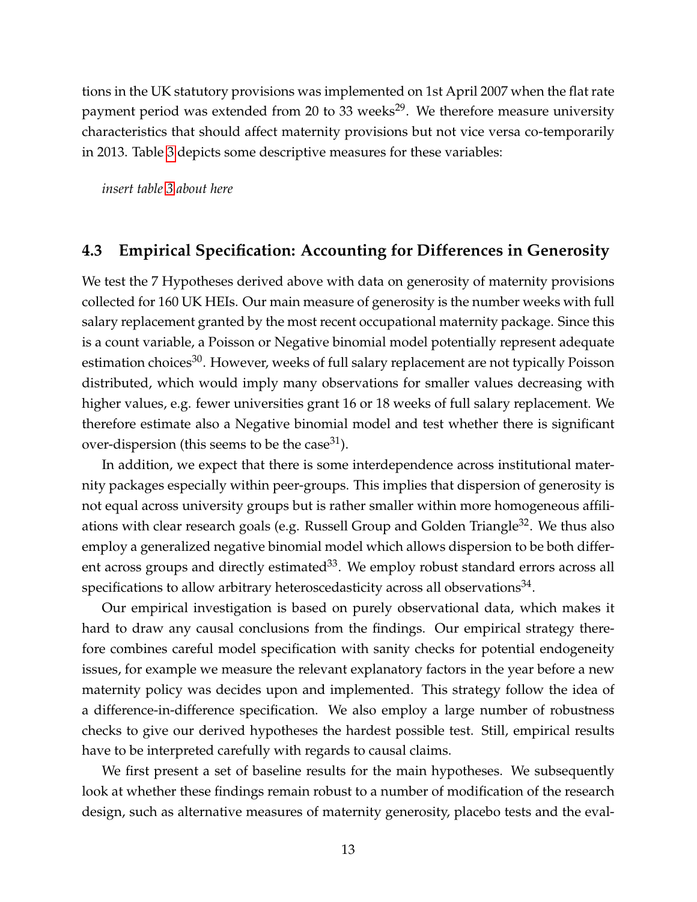tions in the UK statutory provisions was implemented on 1st April 2007 when the flat rate payment period was extended from 20 to 33 weeks[29]. We therefore measure university characteristics that should affect maternity provisions but not vice versa co-temporarily in 2013. Table 3 depicts some descriptive measures for these variables:

*insert table 3 about here*

### 4.3 Empirical Specification: Accounting for Differences in Generosity

We test the 7 Hypotheses derived above with data on generosity of maternity provisions collected for 160 UK HEIs. Our main measure of generosity is the number weeks with full salary replacement granted by the most recent occupational maternity package. Since this is a count variable, a Poisson or Negative binomial model potentially represent adequate estimation choices[30]. However, weeks of full salary replacement are not typically Poisson distributed, which would imply many observations for smaller values decreasing with higher values, e.g. fewer universities grant 16 or 18 weeks of full salary replacement. We therefore estimate also a Negative binomial model and test whether there is significant over-dispersion (this seems to be the case[31]).

In addition, we expect that there is some interdependence across institutional maternity packages especially within peer-groups. This implies that dispersion of generosity is not equal across university groups but is rather smaller within more homogeneous affiliations with clear research goals (e.g. Russell Group and Golden Triangle[32]. We thus also employ a generalized negative binomial model which allows dispersion to be both different across groups and directly estimated[33]. We employ robust standard errors across all specifications to allow arbitrary heteroscedasticity across all observations[34].

Our empirical investigation is based on purely observational data, which makes it hard to draw any causal conclusions from the findings. Our empirical strategy therefore combines careful model specification with sanity checks for potential endogeneity issues, for example we measure the relevant explanatory factors in the year before a new maternity policy was decides upon and implemented. This strategy follow the idea of a difference-in-difference specification. We also employ a large number of robustness checks to give our derived hypotheses the hardest possible test. Still, empirical results have to be interpreted carefully with regards to causal claims.

We first present a set of baseline results for the main hypotheses. We subsequently look at whether these findings remain robust to a number of modification of the research design, such as alternative measures of maternity generosity, placebo tests and the eval-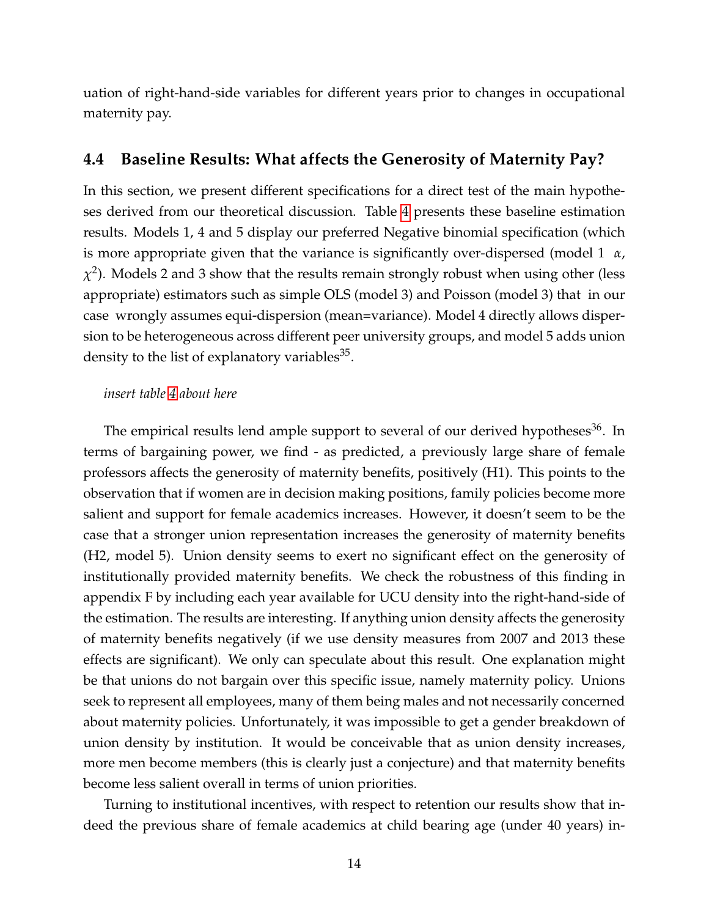uation of right-hand-side variables for different years prior to changes in occupational maternity pay.

### 4.4 Baseline Results: What affects the Generosity of Maternity Pay?

In this section, we present different specifications for a direct test of the main hypotheses derived from our theoretical discussion. Table 4 presents these baseline estimation results. Models 1, 4 and 5 display our preferred Negative binomial specification (which is more appropriate given that the variance is significantly over-dispersed (model 1 $\alpha$, $\chi^2$). Models 2 and 3 show that the results remain strongly robust when using other (less appropriate) estimators such as simple OLS (model 3) and Poisson (model 3) that in our case wrongly assumes equi-dispersion (mean=variance). Model 4 directly allows dispersion to be heterogeneous across different peer university groups, and model 5 adds union density to the list of explanatory variables[35].

*insert table 4 about here*

The empirical results lend ample support to several of our derived hypotheses[36]. In terms of bargaining power, we find - as predicted, a previously large share of female professors affects the generosity of maternity benefits, positively (H1). This points to the observation that if women are in decision making positions, family policies become more salient and support for female academics increases. However, it doesn't seem to be the case that a stronger union representation increases the generosity of maternity benefits (H2, model 5). Union density seems to exert no significant effect on the generosity of institutionally provided maternity benefits. We check the robustness of this finding in appendix F by including each year available for UCU density into the right-hand-side of the estimation. The results are interesting. If anything union density affects the generosity of maternity benefits negatively (if we use density measures from 2007 and 2013 these effects are significant). We only can speculate about this result. One explanation might be that unions do not bargain over this specific issue, namely maternity policy. Unions seek to represent all employees, many of them being males and not necessarily concerned about maternity policies. Unfortunately, it was impossible to get a gender breakdown of union density by institution. It would be conceivable that as union density increases, more men become members (this is clearly just a conjecture) and that maternity benefits become less salient overall in terms of union priorities.

Turning to institutional incentives, with respect to retention our results show that indeed the previous share of female academics at child bearing age (under 40 years) in-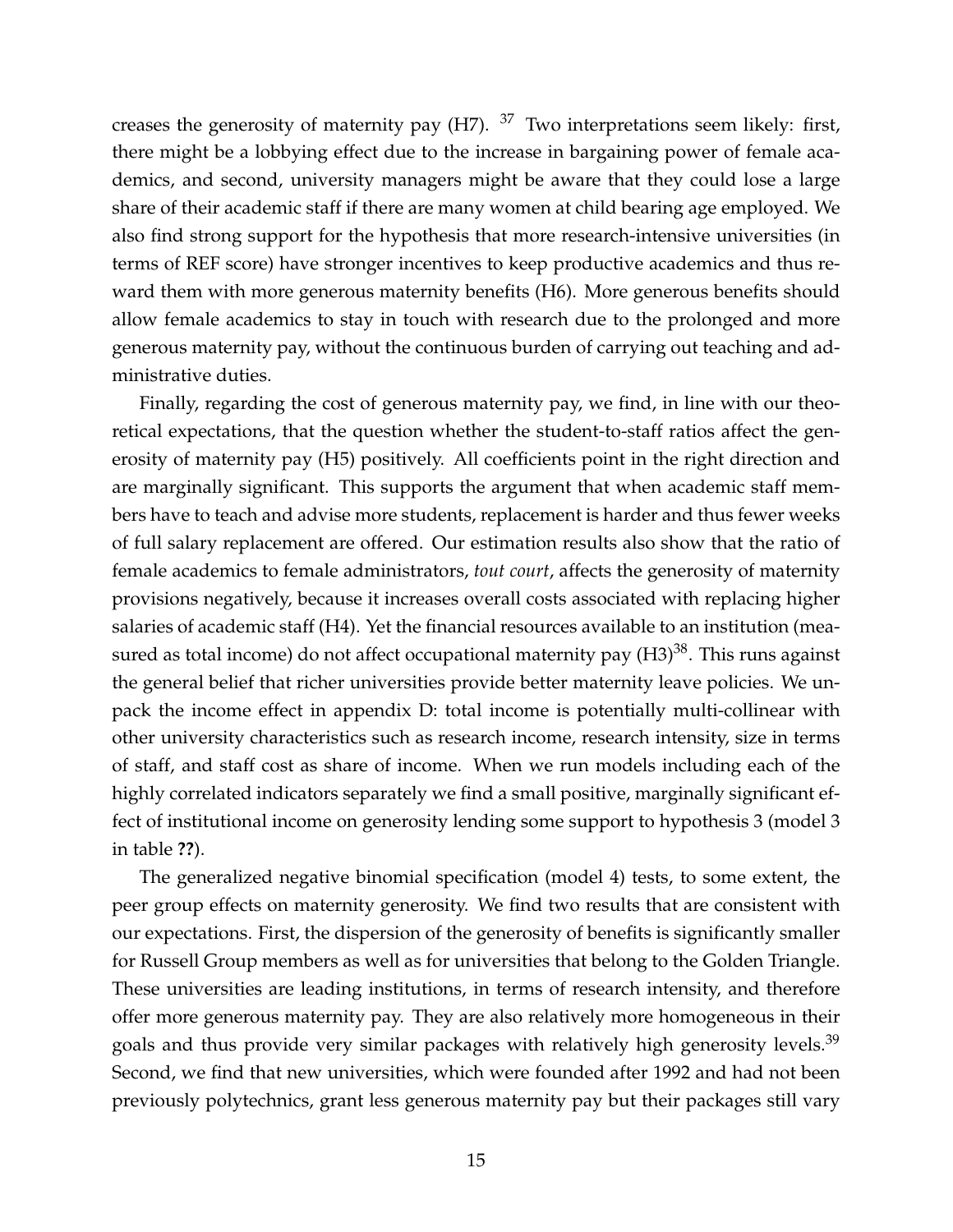creases the generosity of maternity pay (H7). [37] Two interpretations seem likely: first, there might be a lobbying effect due to the increase in bargaining power of female academics, and second, university managers might be aware that they could lose a large share of their academic staff if there are many women at child bearing age employed. We also find strong support for the hypothesis that more research-intensive universities (in terms of REF score) have stronger incentives to keep productive academics and thus reward them with more generous maternity benefits (H6). More generous benefits should allow female academics to stay in touch with research due to the prolonged and more generous maternity pay, without the continuous burden of carrying out teaching and administrative duties.

Finally, regarding the cost of generous maternity pay, we find, in line with our theoretical expectations, that the question whether the student-to-staff ratios affect the generosity of maternity pay (H5) positively. All coefficients point in the right direction and are marginally significant. This supports the argument that when academic staff members have to teach and advise more students, replacement is harder and thus fewer weeks of full salary replacement are offered. Our estimation results also show that the ratio of female academics to female administrators, *tout court*, affects the generosity of maternity provisions negatively, because it increases overall costs associated with replacing higher salaries of academic staff (H4). Yet the financial resources available to an institution (measured as total income) do not affect occupational maternity pay (H3)[38]. This runs against the general belief that richer universities provide better maternity leave policies. We unpack the income effect in appendix D: total income is potentially multi-collinear with other university characteristics such as research income, research intensity, size in terms of staff, and staff cost as share of income. When we run models including each of the highly correlated indicators separately we find a small positive, marginally significant effect of institutional income on generosity lending some support to hypothesis 3 (model 3 in table **??**).

The generalized negative binomial specification (model 4) tests, to some extent, the peer group effects on maternity generosity. We find two results that are consistent with our expectations. First, the dispersion of the generosity of benefits is significantly smaller for Russell Group members as well as for universities that belong to the Golden Triangle. These universities are leading institutions, in terms of research intensity, and therefore offer more generous maternity pay. They are also relatively more homogeneous in their goals and thus provide very similar packages with relatively high generosity levels.[39] Second, we find that new universities, which were founded after 1992 and had not been previously polytechnics, grant less generous maternity pay but their packages still vary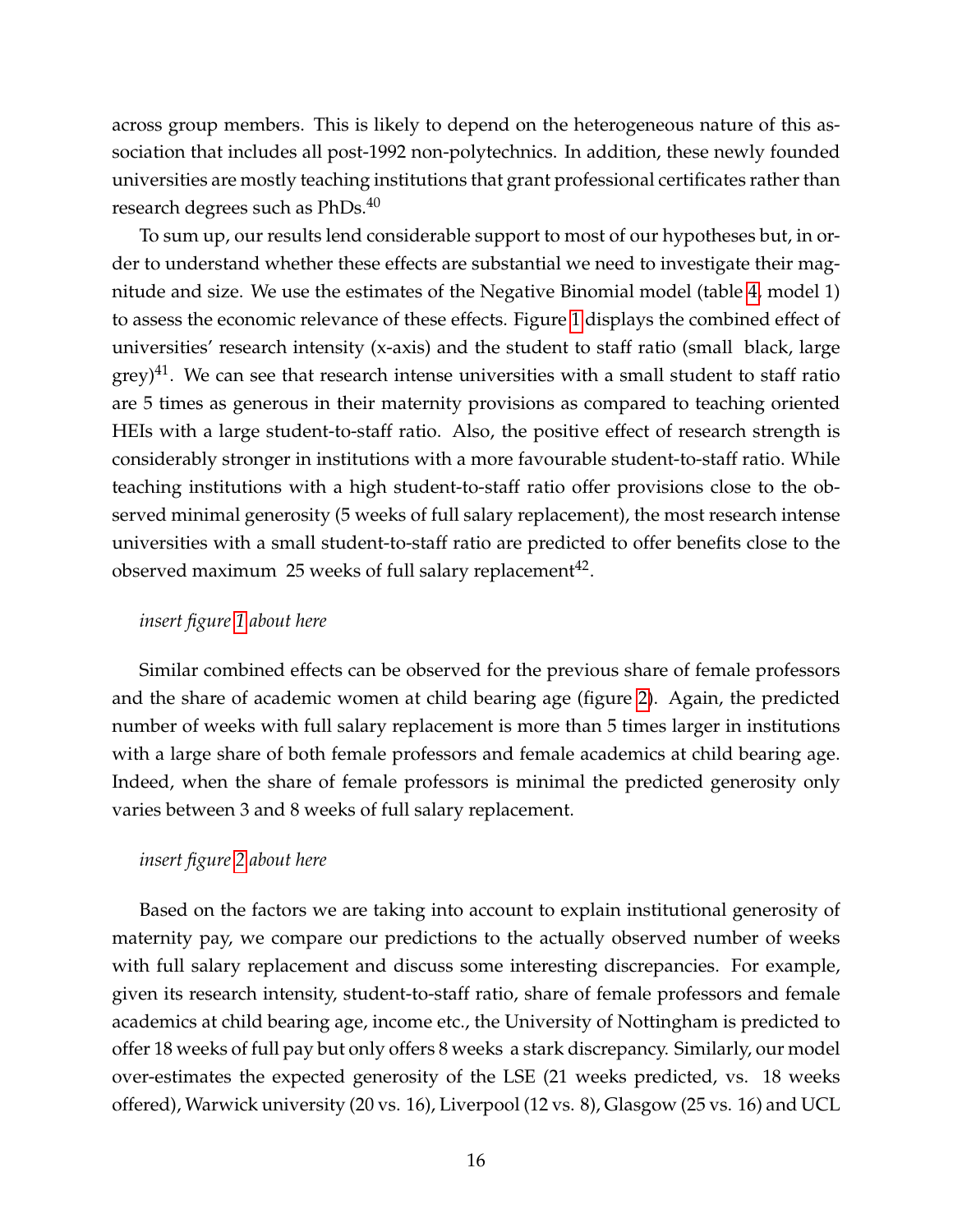across group members. This is likely to depend on the heterogeneous nature of this association that includes all post-1992 non-polytechnics. In addition, these newly founded universities are mostly teaching institutions that grant professional certificates rather than research degrees such as PhDs.[40]

To sum up, our results lend considerable support to most of our hypotheses but, in order to understand whether these effects are substantial we need to investigate their magnitude and size. We use the estimates of the Negative Binomial model (table 4, model 1) to assess the economic relevance of these effects. Figure 1 displays the combined effect of universities' research intensity (x-axis) and the student to staff ratio (small black, large grey)[41]. We can see that research intense universities with a small student to staff ratio are 5 times as generous in their maternity provisions as compared to teaching oriented HEIs with a large student-to-staff ratio. Also, the positive effect of research strength is considerably stronger in institutions with a more favourable student-to-staff ratio. While teaching institutions with a high student-to-staff ratio offer provisions close to the observed minimal generosity (5 weeks of full salary replacement), the most research intense universities with a small student-to-staff ratio are predicted to offer benefits close to the observed maximum 25 weeks of full salary replacement[42].

*insert figure 1 about here*

Similar combined effects can be observed for the previous share of female professors and the share of academic women at child bearing age (figure 2). Again, the predicted number of weeks with full salary replacement is more than 5 times larger in institutions with a large share of both female professors and female academics at child bearing age. Indeed, when the share of female professors is minimal the predicted generosity only varies between 3 and 8 weeks of full salary replacement.

*insert figure 2 about here*

Based on the factors we are taking into account to explain institutional generosity of maternity pay, we compare our predictions to the actually observed number of weeks with full salary replacement and discuss some interesting discrepancies. For example, given its research intensity, student-to-staff ratio, share of female professors and female academics at child bearing age, income etc., the University of Nottingham is predicted to offer 18 weeks of full pay but only offers 8 weeks a stark discrepancy. Similarly, our model over-estimates the expected generosity of the LSE (21 weeks predicted, vs. 18 weeks offered), Warwick university (20 vs. 16), Liverpool (12 vs. 8), Glasgow (25 vs. 16) and UCL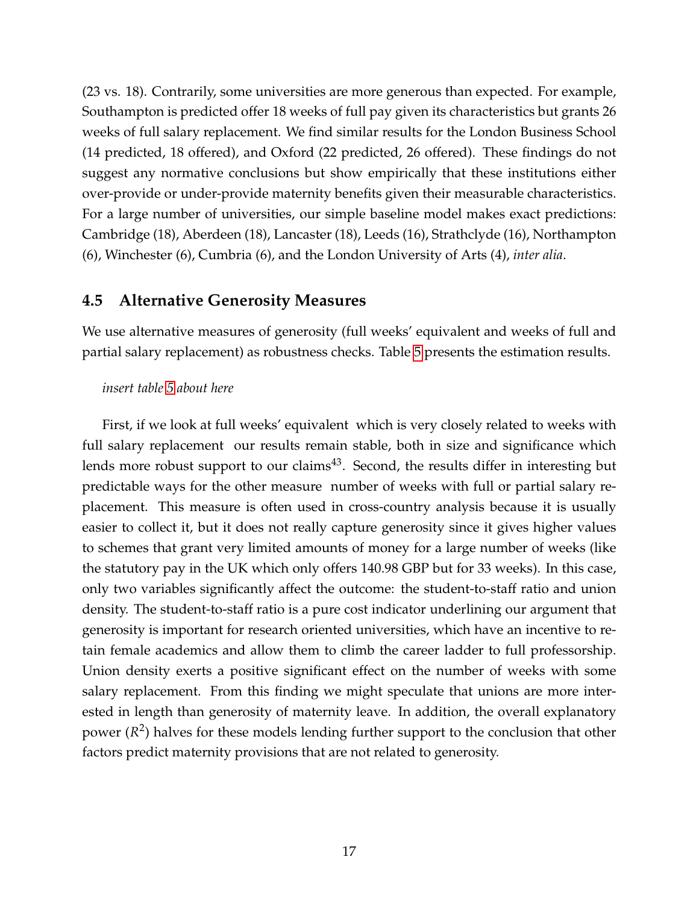(23 vs. 18). Contrarily, some universities are more generous than expected. For example, Southampton is predicted offer 18 weeks of full pay given its characteristics but grants 26 weeks of full salary replacement. We find similar results for the London Business School (14 predicted, 18 offered), and Oxford (22 predicted, 26 offered). These findings do not suggest any normative conclusions but show empirically that these institutions either over-provide or under-provide maternity benefits given their measurable characteristics. For a large number of universities, our simple baseline model makes exact predictions: Cambridge (18), Aberdeen (18), Lancaster (18), Leeds (16), Strathclyde (16), Northampton (6), Winchester (6), Cumbria (6), and the London University of Arts (4), *inter alia*.

## 4.5 Alternative Generosity Measures

We use alternative measures of generosity (full weeks' equivalent and weeks of full and partial salary replacement) as robustness checks. Table 5 presents the estimation results.

*insert table 5 about here*

First, if we look at full weeks' equivalent which is very closely related to weeks with full salary replacement our results remain stable, both in size and significance which lends more robust support to our claims[43]. Second, the results differ in interesting but predictable ways for the other measure number of weeks with full or partial salary replacement. This measure is often used in cross-country analysis because it is usually easier to collect it, but it does not really capture generosity since it gives higher values to schemes that grant very limited amounts of money for a large number of weeks (like the statutory pay in the UK which only offers 140.98 GBP but for 33 weeks). In this case, only two variables significantly affect the outcome: the student-to-staff ratio and union density. The student-to-staff ratio is a pure cost indicator underlining our argument that generosity is important for research oriented universities, which have an incentive to retain female academics and allow them to climb the career ladder to full professorship. Union density exerts a positive significant effect on the number of weeks with some salary replacement. From this finding we might speculate that unions are more interested in length than generosity of maternity leave. In addition, the overall explanatory power ($R^2$) halves for these models lending further support to the conclusion that other factors predict maternity provisions that are not related to generosity.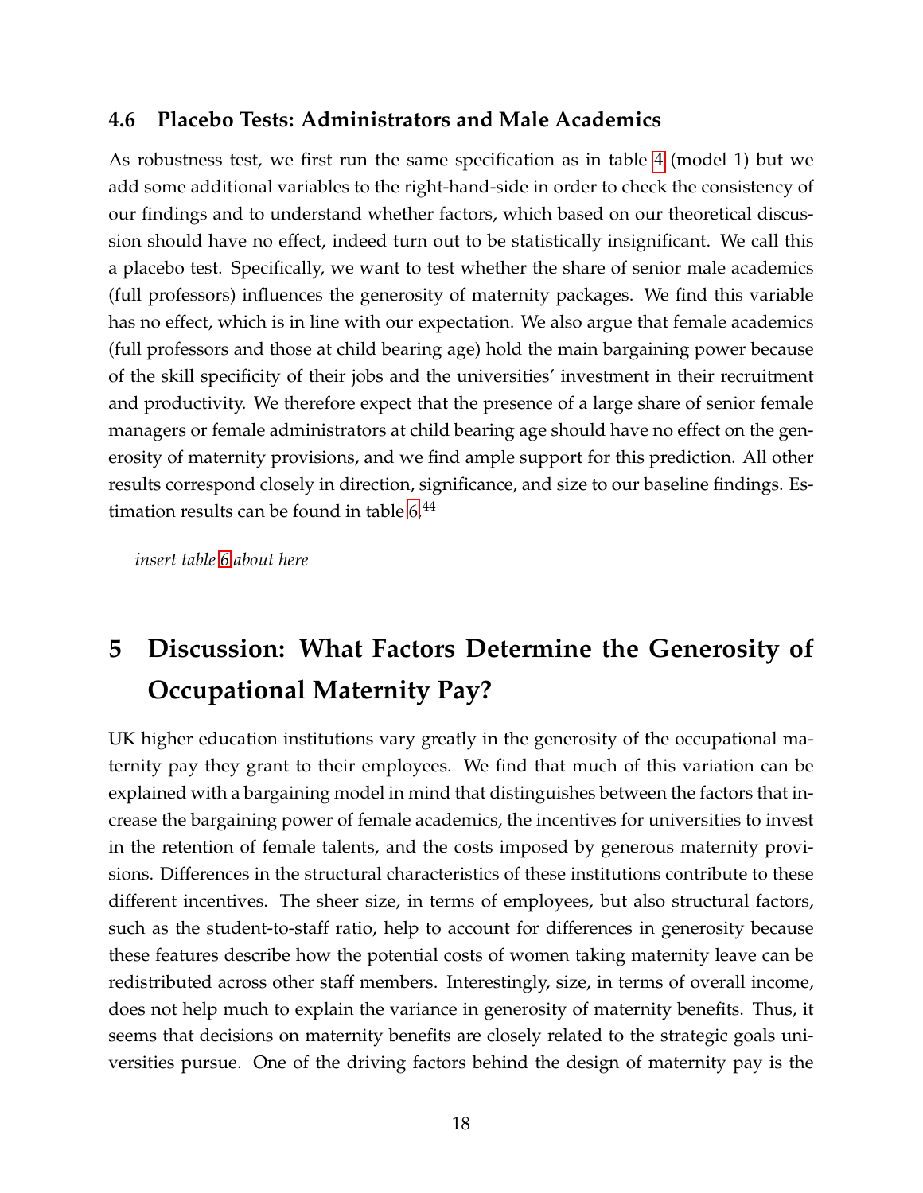### 4.6 Placebo Tests: Administrators and Male Academics

As robustness test, we first run the same specification as in table 4 (model 1) but we add some additional variables to the right-hand-side in order to check the consistency of our findings and to understand whether factors, which based on our theoretical discussion should have no effect, indeed turn out to be statistically insignificant. We call this a placebo test. Specifically, we want to test whether the share of senior male academics (full professors) influences the generosity of maternity packages. We find this variable has no effect, which is in line with our expectation. We also argue that female academics (full professors and those at child bearing age) hold the main bargaining power because of the skill specificity of their jobs and the universities' investment in their recruitment and productivity. We therefore expect that the presence of a large share of senior female managers or female administrators at child bearing age should have no effect on the generosity of maternity provisions, and we find ample support for this prediction. All other results correspond closely in direction, significance, and size to our baseline findings. Estimation results can be found in table 6.[44]

*insert table 6 about here*

# 5 Discussion: What Factors Determine the Generosity of Occupational Maternity Pay?

UK higher education institutions vary greatly in the generosity of the occupational maternity pay they grant to their employees. We find that much of this variation can be explained with a bargaining model in mind that distinguishes between the factors that increase the bargaining power of female academics, the incentives for universities to invest in the retention of female talents, and the costs imposed by generous maternity provisions. Differences in the structural characteristics of these institutions contribute to these different incentives. The sheer size, in terms of employees, but also structural factors, such as the student-to-staff ratio, help to account for differences in generosity because these features describe how the potential costs of women taking maternity leave can be redistributed across other staff members. Interestingly, size, in terms of overall income, does not help much to explain the variance in generosity of maternity benefits. Thus, it seems that decisions on maternity benefits are closely related to the strategic goals universities pursue. One of the driving factors behind the design of maternity pay is the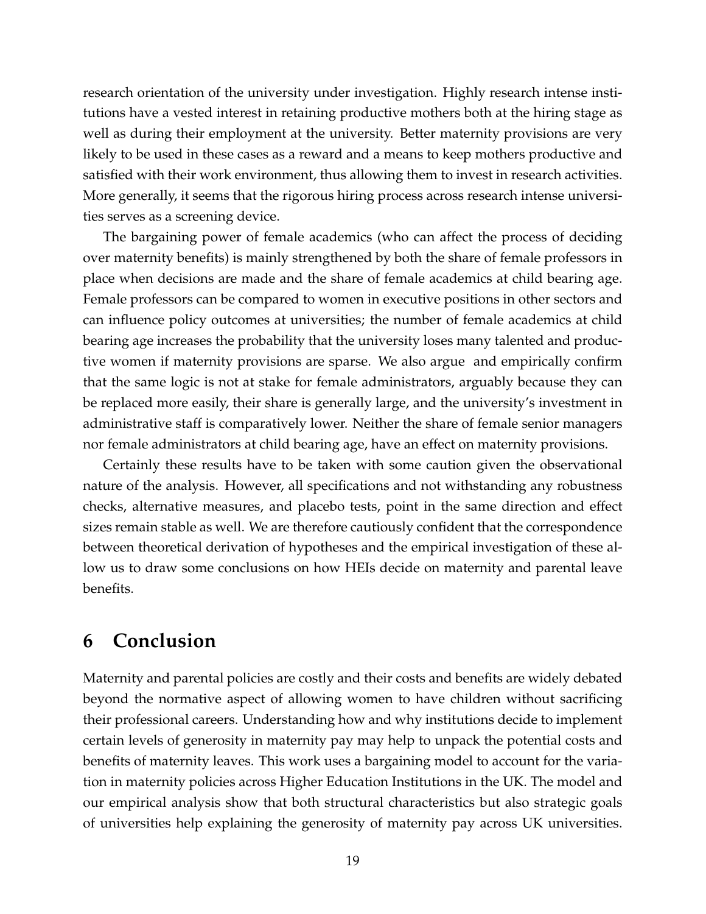research orientation of the university under investigation. Highly research intense institutions have a vested interest in retaining productive mothers both at the hiring stage as well as during their employment at the university. Better maternity provisions are very likely to be used in these cases as a reward and a means to keep mothers productive and satisfied with their work environment, thus allowing them to invest in research activities. More generally, it seems that the rigorous hiring process across research intense universities serves as a screening device.

The bargaining power of female academics (who can affect the process of deciding over maternity benefits) is mainly strengthened by both the share of female professors in place when decisions are made and the share of female academics at child bearing age. Female professors can be compared to women in executive positions in other sectors and can influence policy outcomes at universities; the number of female academics at child bearing age increases the probability that the university loses many talented and productive women if maternity provisions are sparse. We also argue and empirically confirm that the same logic is not at stake for female administrators, arguably because they can be replaced more easily, their share is generally large, and the university's investment in administrative staff is comparatively lower. Neither the share of female senior managers nor female administrators at child bearing age, have an effect on maternity provisions.

Certainly these results have to be taken with some caution given the observational nature of the analysis. However, all specifications and not withstanding any robustness checks, alternative measures, and placebo tests, point in the same direction and effect sizes remain stable as well. We are therefore cautiously confident that the correspondence between theoretical derivation of hypotheses and the empirical investigation of these allow us to draw some conclusions on how HEIs decide on maternity and parental leave benefits.

# 6 Conclusion

Maternity and parental policies are costly and their costs and benefits are widely debated beyond the normative aspect of allowing women to have children without sacrificing their professional careers. Understanding how and why institutions decide to implement certain levels of generosity in maternity pay may help to unpack the potential costs and benefits of maternity leaves. This work uses a bargaining model to account for the variation in maternity policies across Higher Education Institutions in the UK. The model and our empirical analysis show that both structural characteristics but also strategic goals of universities help explaining the generosity of maternity pay across UK universities.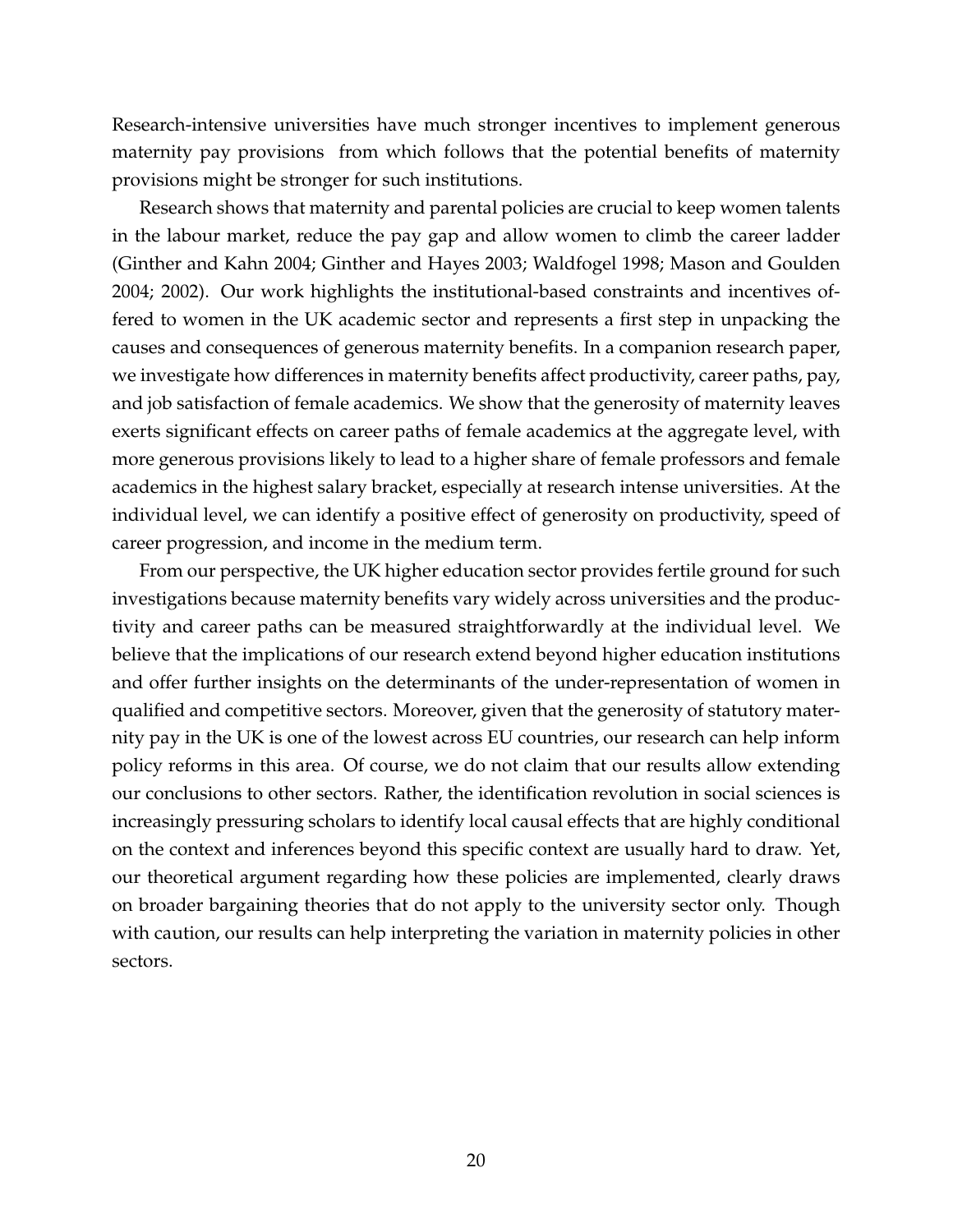Research-intensive universities have much stronger incentives to implement generous maternity pay provisions  from which follows that the potential benefits of maternity provisions might be stronger for such institutions.

Research shows that maternity and parental policies are crucial to keep women talents in the labour market, reduce the pay gap and allow women to climb the career ladder (Ginther and Kahn 2004; Ginther and Hayes 2003; Waldfogel 1998; Mason and Goulden 2004; 2002). Our work highlights the institutional-based constraints and incentives offered to women in the UK academic sector and represents a first step in unpacking the causes and consequences of generous maternity benefits. In a companion research paper, we investigate how differences in maternity benefits affect productivity, career paths, pay, and job satisfaction of female academics. We show that the generosity of maternity leaves exerts significant effects on career paths of female academics at the aggregate level, with more generous provisions likely to lead to a higher share of female professors and female academics in the highest salary bracket, especially at research intense universities. At the individual level, we can identify a positive effect of generosity on productivity, speed of career progression, and income in the medium term.

From our perspective, the UK higher education sector provides fertile ground for such investigations because maternity benefits vary widely across universities and the productivity and career paths can be measured straightforwardly at the individual level. We believe that the implications of our research extend beyond higher education institutions and offer further insights on the determinants of the under-representation of women in qualified and competitive sectors. Moreover, given that the generosity of statutory maternity pay in the UK is one of the lowest across EU countries, our research can help inform policy reforms in this area. Of course, we do not claim that our results allow extending our conclusions to other sectors. Rather, the identification revolution in social sciences is increasingly pressuring scholars to identify local causal effects that are highly conditional on the context and inferences beyond this specific context are usually hard to draw. Yet, our theoretical argument regarding how these policies are implemented, clearly draws on broader bargaining theories that do not apply to the university sector only. Though with caution, our results can help interpreting the variation in maternity policies in other sectors.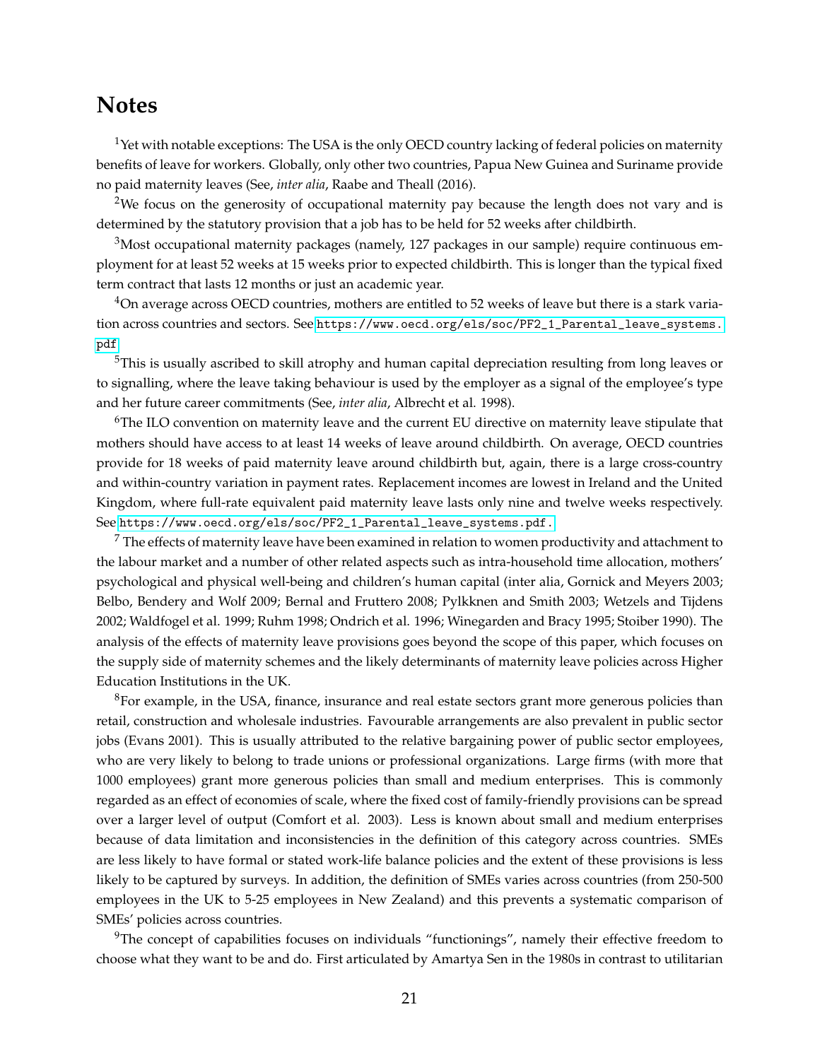## Notes

[1]Yet with notable exceptions: The USA is the only OECD country lacking of federal policies on maternity benefits of leave for workers. Globally, only other two countries, Papua New Guinea and Suriname provide no paid maternity leaves (See, *inter alia*, Raabe and Theall (2016).

[2]We focus on the generosity of occupational maternity pay because the length does not vary and is determined by the statutory provision that a job has to be held for 52 weeks after childbirth.

[3]Most occupational maternity packages (namely, 127 packages in our sample) require continuous employment for at least 52 weeks at 15 weeks prior to expected childbirth. This is longer than the typical fixed term contract that lasts 12 months or just an academic year.

[4]On average across OECD countries, mothers are entitled to 52 weeks of leave but there is a stark variation across countries and sectors. See https://www.oecd.org/els/soc/PF2_1_Parental_leave_systems.pdf

[5]This is usually ascribed to skill atrophy and human capital depreciation resulting from long leaves or to signalling, where the leave taking behaviour is used by the employer as a signal of the employee's type and her future career commitments (See, *inter alia*, Albrecht et al. 1998).

[6]The ILO convention on maternity leave and the current EU directive on maternity leave stipulate that mothers should have access to at least 14 weeks of leave around childbirth. On average, OECD countries provide for 18 weeks of paid maternity leave around childbirth but, again, there is a large cross-country and within-country variation in payment rates. Replacement incomes are lowest in Ireland and the United Kingdom, where full-rate equivalent paid maternity leave lasts only nine and twelve weeks respectively. See https://www.oecd.org/els/soc/PF2_1_Parental_leave_systems.pdf.

[7] The effects of maternity leave have been examined in relation to women productivity and attachment to the labour market and a number of other related aspects such as intra-household time allocation, mothers' psychological and physical well-being and children's human capital (inter alia, Gornick and Meyers 2003; Belbo, Bendery and Wolf 2009; Bernal and Fruttero 2008; Pylkknen and Smith 2003; Wetzels and Tijdens 2002; Waldfogel et al. 1999; Ruhm 1998; Ondrich et al. 1996; Winegarden and Bracy 1995; Stoiber 1990). The analysis of the effects of maternity leave provisions goes beyond the scope of this paper, which focuses on the supply side of maternity schemes and the likely determinants of maternity leave policies across Higher Education Institutions in the UK.

[8]For example, in the USA, finance, insurance and real estate sectors grant more generous policies than retail, construction and wholesale industries. Favourable arrangements are also prevalent in public sector jobs (Evans 2001). This is usually attributed to the relative bargaining power of public sector employees, who are very likely to belong to trade unions or professional organizations. Large firms (with more that 1000 employees) grant more generous policies than small and medium enterprises. This is commonly regarded as an effect of economies of scale, where the fixed cost of family-friendly provisions can be spread over a larger level of output (Comfort et al. 2003). Less is known about small and medium enterprises because of data limitation and inconsistencies in the definition of this category across countries. SMEs are less likely to have formal or stated work-life balance policies and the extent of these provisions is less likely to be captured by surveys. In addition, the definition of SMEs varies across countries (from 250-500 employees in the UK to 5-25 employees in New Zealand) and this prevents a systematic comparison of SMEs' policies across countries.

[9]The concept of capabilities focuses on individuals "functionings", namely their effective freedom to choose what they want to be and do. First articulated by Amartya Sen in the 1980s in contrast to utilitarian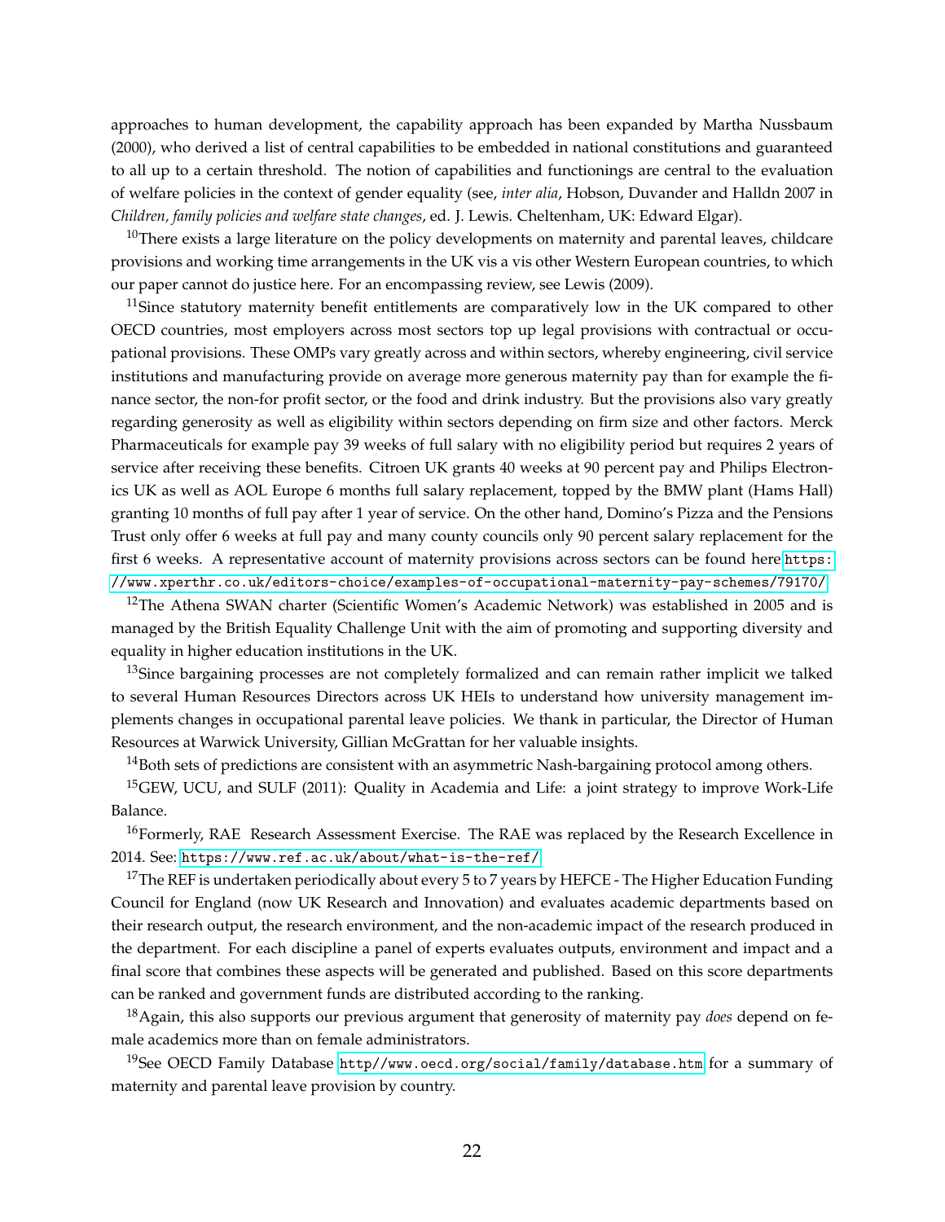approaches to human development, the capability approach has been expanded by Martha Nussbaum (2000), who derived a list of central capabilities to be embedded in national constitutions and guaranteed to all up to a certain threshold. The notion of capabilities and functionings are central to the evaluation of welfare policies in the context of gender equality (see, *inter alia*, Hobson, Duvander and Halldn 2007 in *Children, family policies and welfare state changes*, ed. J. Lewis. Cheltenham, UK: Edward Elgar).

[10] There exists a large literature on the policy developments on maternity and parental leaves, childcare provisions and working time arrangements in the UK vis a vis other Western European countries, to which our paper cannot do justice here. For an encompassing review, see Lewis (2009).

[11] Since statutory maternity benefit entitlements are comparatively low in the UK compared to other OECD countries, most employers across most sectors top up legal provisions with contractual or occupational provisions. These OMPs vary greatly across and within sectors, whereby engineering, civil service institutions and manufacturing provide on average more generous maternity pay than for example the finance sector, the non-for profit sector, or the food and drink industry. But the provisions also vary greatly regarding generosity as well as eligibility within sectors depending on firm size and other factors. Merck Pharmaceuticals for example pay 39 weeks of full salary with no eligibility period but requires 2 years of service after receiving these benefits. Citroen UK grants 40 weeks at 90 percent pay and Philips Electronics UK as well as AOL Europe 6 months full salary replacement, topped by the BMW plant (Hams Hall) granting 10 months of full pay after 1 year of service. On the other hand, Domino's Pizza and the Pensions Trust only offer 6 weeks at full pay and many county councils only 90 percent salary replacement for the first 6 weeks. A representative account of maternity provisions across sectors can be found here https://www.xperthr.co.uk/editors-choice/examples-of-occupational-maternity-pay-schemes/79170/.

[12] The Athena SWAN charter (Scientific Women's Academic Network) was established in 2005 and is managed by the British Equality Challenge Unit with the aim of promoting and supporting diversity and equality in higher education institutions in the UK.

[13] Since bargaining processes are not completely formalized and can remain rather implicit we talked to several Human Resources Directors across UK HEIs to understand how university management implements changes in occupational parental leave policies. We thank in particular, the Director of Human Resources at Warwick University, Gillian McGrattan for her valuable insights.

[14] Both sets of predictions are consistent with an asymmetric Nash-bargaining protocol among others.

[15] GEW, UCU, and SULF (2011): Quality in Academia and Life: a joint strategy to improve Work-Life Balance.

[16] Formerly, RAE Research Assessment Exercise. The RAE was replaced by the Research Excellence in 2014. See: https://www.ref.ac.uk/about/what-is-the-ref/

[17] The REF is undertaken periodically about every 5 to 7 years by HEFCE - The Higher Education Funding Council for England (now UK Research and Innovation) and evaluates academic departments based on their research output, the research environment, and the non-academic impact of the research produced in the department. For each discipline a panel of experts evaluates outputs, environment and impact and a final score that combines these aspects will be generated and published. Based on this score departments can be ranked and government funds are distributed according to the ranking.

[18] Again, this also supports our previous argument that generosity of maternity pay *does* depend on female academics more than on female administrators.

[19] See OECD Family Database http//www.oecd.org/social/family/database.htm for a summary of maternity and parental leave provision by country.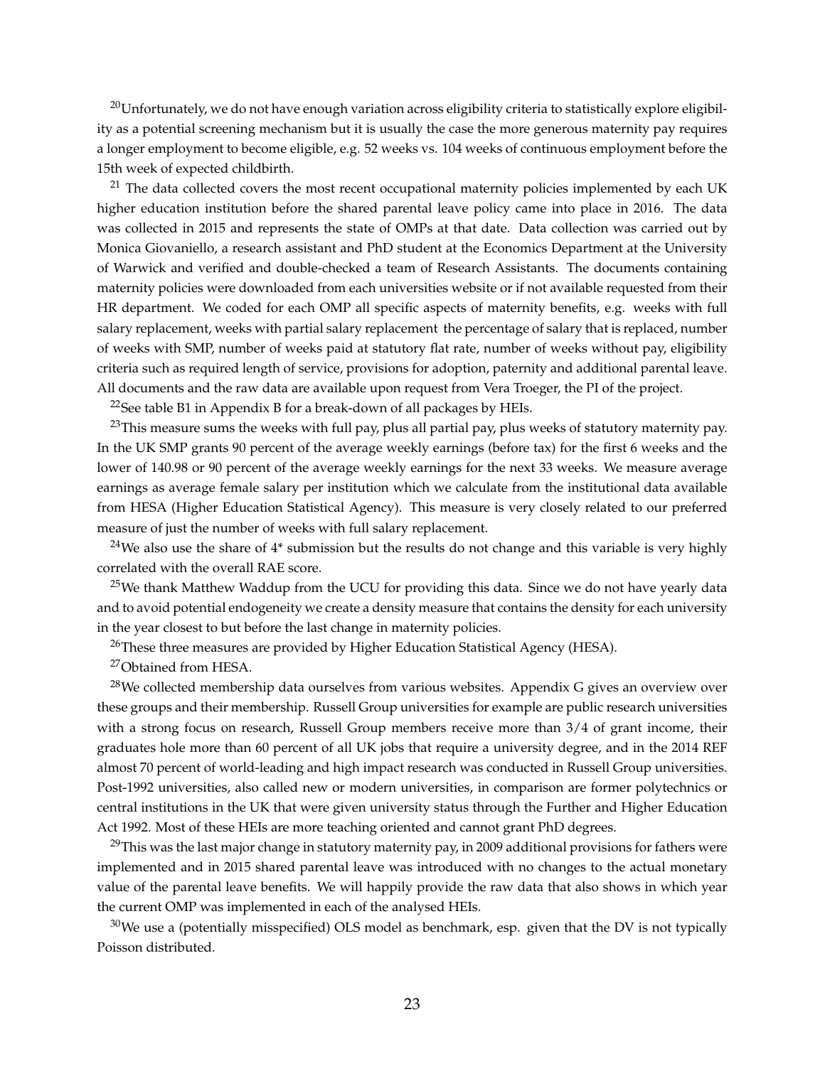[20]Unfortunately, we do not have enough variation across eligibility criteria to statistically explore eligibility as a potential screening mechanism but it is usually the case the more generous maternity pay requires a longer employment to become eligible, e.g. 52 weeks vs. 104 weeks of continuous employment before the 15th week of expected childbirth.

[21] The data collected covers the most recent occupational maternity policies implemented by each UK higher education institution before the shared parental leave policy came into place in 2016. The data was collected in 2015 and represents the state of OMPs at that date. Data collection was carried out by Monica Giovaniello, a research assistant and PhD student at the Economics Department at the University of Warwick and verified and double-checked a team of Research Assistants. The documents containing maternity policies were downloaded from each universities website or if not available requested from their HR department. We coded for each OMP all specific aspects of maternity benefits, e.g. weeks with full salary replacement, weeks with partial salary replacement the percentage of salary that is replaced, number of weeks with SMP, number of weeks paid at statutory flat rate, number of weeks without pay, eligibility criteria such as required length of service, provisions for adoption, paternity and additional parental leave. All documents and the raw data are available upon request from Vera Troeger, the PI of the project.

[22]See table B1 in Appendix B for a break-down of all packages by HEIs.

[23]This measure sums the weeks with full pay, plus all partial pay, plus weeks of statutory maternity pay. In the UK SMP grants 90 percent of the average weekly earnings (before tax) for the first 6 weeks and the lower of 140.98 or 90 percent of the average weekly earnings for the next 33 weeks. We measure average earnings as average female salary per institution which we calculate from the institutional data available from HESA (Higher Education Statistical Agency). This measure is very closely related to our preferred measure of just the number of weeks with full salary replacement.

[24]We also use the share of 4* submission but the results do not change and this variable is very highly correlated with the overall RAE score.

[25]We thank Matthew Waddup from the UCU for providing this data. Since we do not have yearly data and to avoid potential endogeneity we create a density measure that contains the density for each university in the year closest to but before the last change in maternity policies.

[26]These three measures are provided by Higher Education Statistical Agency (HESA).

[27]Obtained from HESA.

[28]We collected membership data ourselves from various websites. Appendix G gives an overview over these groups and their membership. Russell Group universities for example are public research universities with a strong focus on research, Russell Group members receive more than 3/4 of grant income, their graduates hole more than 60 percent of all UK jobs that require a university degree, and in the 2014 REF almost 70 percent of world-leading and high impact research was conducted in Russell Group universities. Post-1992 universities, also called new or modern universities, in comparison are former polytechnics or central institutions in the UK that were given university status through the Further and Higher Education Act 1992. Most of these HEIs are more teaching oriented and cannot grant PhD degrees.

[29]This was the last major change in statutory maternity pay, in 2009 additional provisions for fathers were implemented and in 2015 shared parental leave was introduced with no changes to the actual monetary value of the parental leave benefits. We will happily provide the raw data that also shows in which year the current OMP was implemented in each of the analysed HEIs.

[30]We use a (potentially misspecified) OLS model as benchmark, esp. given that the DV is not typically Poisson distributed.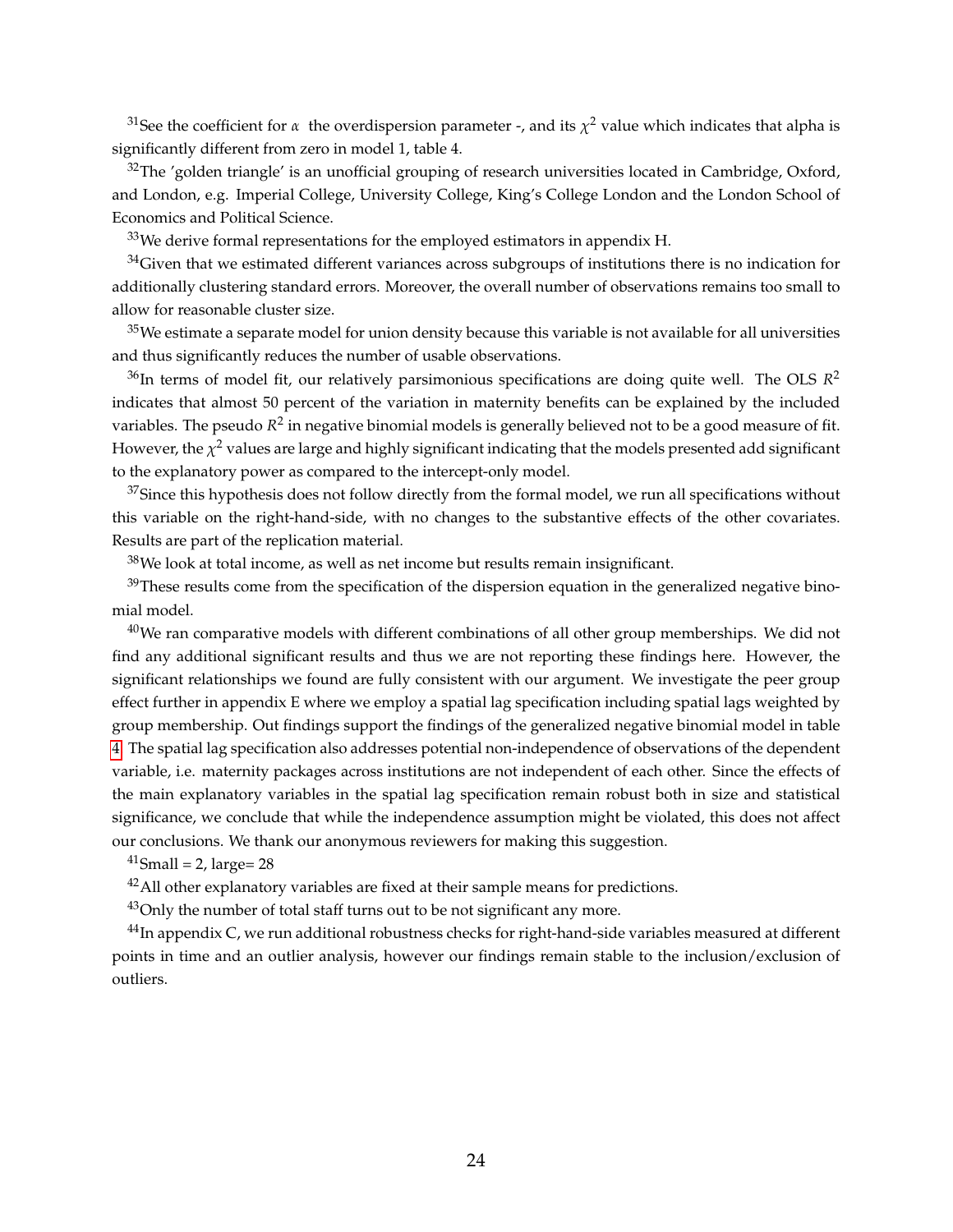[31]See the coefficient for $\alpha$ the overdispersion parameter -, and its $\chi^2$ value which indicates that alpha is significantly different from zero in model 1, table 4.

[32]The 'golden triangle' is an unofficial grouping of research universities located in Cambridge, Oxford, and London, e.g. Imperial College, University College, King's College London and the London School of Economics and Political Science.

[33]We derive formal representations for the employed estimators in appendix H.

[34]Given that we estimated different variances across subgroups of institutions there is no indication for additionally clustering standard errors. Moreover, the overall number of observations remains too small to allow for reasonable cluster size.

[35]We estimate a separate model for union density because this variable is not available for all universities and thus significantly reduces the number of usable observations.

[36]In terms of model fit, our relatively parsimonious specifications are doing quite well. The OLS $R^2$ indicates that almost 50 percent of the variation in maternity benefits can be explained by the included variables. The pseudo $R^2$ in negative binomial models is generally believed not to be a good measure of fit. However, the $\chi^2$ values are large and highly significant indicating that the models presented add significant to the explanatory power as compared to the intercept-only model.

[37]Since this hypothesis does not follow directly from the formal model, we run all specifications without this variable on the right-hand-side, with no changes to the substantive effects of the other covariates. Results are part of the replication material.

[38]We look at total income, as well as net income but results remain insignificant.

[39]These results come from the specification of the dispersion equation in the generalized negative binomial model.

[40]We ran comparative models with different combinations of all other group memberships. We did not find any additional significant results and thus we are not reporting these findings here. However, the significant relationships we found are fully consistent with our argument. We investigate the peer group effect further in appendix E where we employ a spatial lag specification including spatial lags weighted by group membership. Out findings support the findings of the generalized negative binomial model in table 4. The spatial lag specification also addresses potential non-independence of observations of the dependent variable, i.e. maternity packages across institutions are not independent of each other. Since the effects of the main explanatory variables in the spatial lag specification remain robust both in size and statistical significance, we conclude that while the independence assumption might be violated, this does not affect our conclusions. We thank our anonymous reviewers for making this suggestion.

[41]Small = 2, large= 28

[42]All other explanatory variables are fixed at their sample means for predictions.

[43]Only the number of total staff turns out to be not significant any more.

[44]In appendix C, we run additional robustness checks for right-hand-side variables measured at different points in time and an outlier analysis, however our findings remain stable to the inclusion/exclusion of outliers.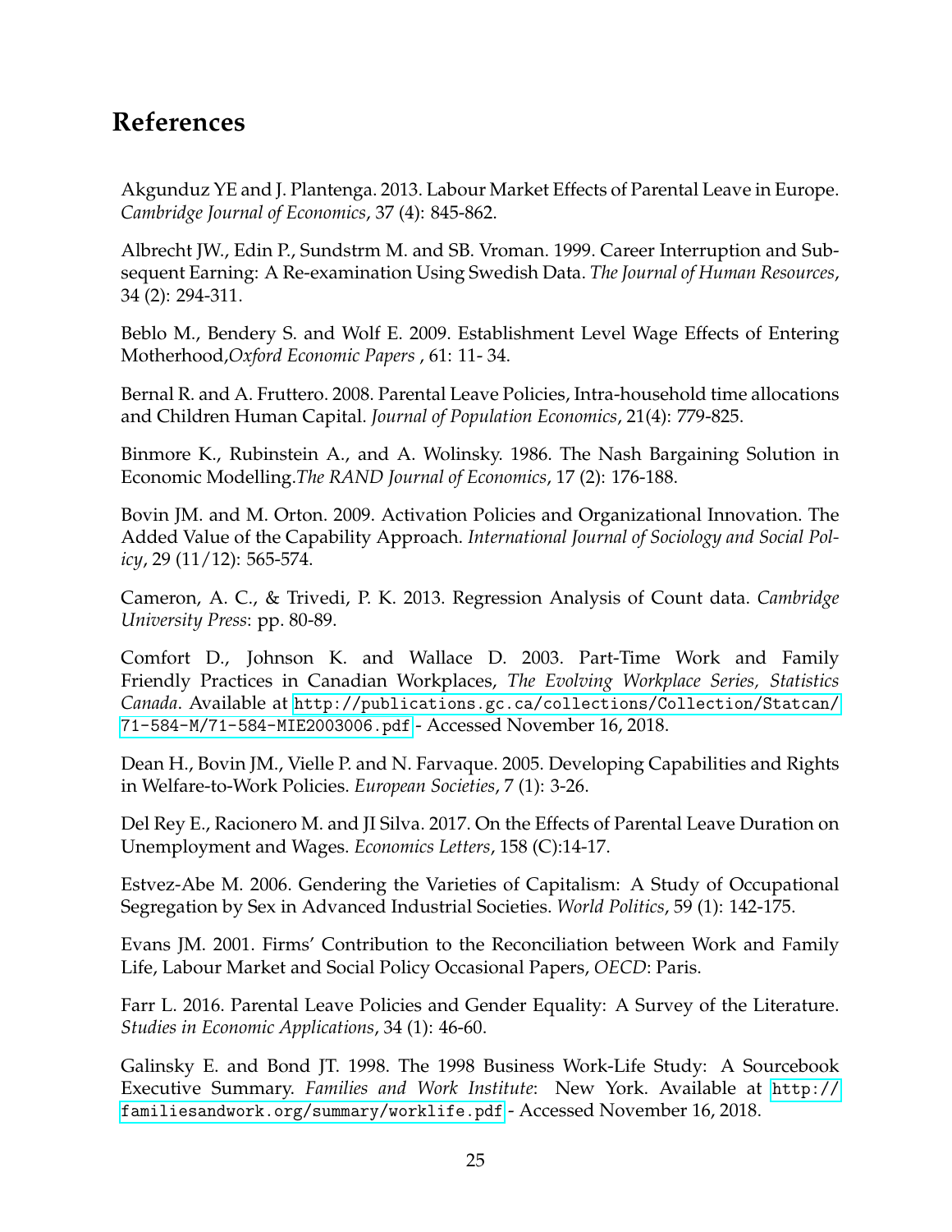## References

Akgunduz YE and J. Plantenga. 2013. Labour Market Effects of Parental Leave in Europe. *Cambridge Journal of Economics*, 37 (4): 845-862.

Albrecht JW., Edin P., Sundstrm M. and SB. Vroman. 1999. Career Interruption and Subsequent Earning: A Re-examination Using Swedish Data. *The Journal of Human Resources*, 34 (2): 294-311.

Beblo M., Bendery S. and Wolf E. 2009. Establishment Level Wage Effects of Entering Motherhood,*Oxford Economic Papers* , 61: 11- 34.

Bernal R. and A. Fruttero. 2008. Parental Leave Policies, Intra-household time allocations and Children Human Capital. *Journal of Population Economics*, 21(4): 779-825.

Binmore K., Rubinstein A., and A. Wolinsky. 1986. The Nash Bargaining Solution in Economic Modelling.*The RAND Journal of Economics*, 17 (2): 176-188.

Bovin JM. and M. Orton. 2009. Activation Policies and Organizational Innovation. The Added Value of the Capability Approach. *International Journal of Sociology and Social Policy*, 29 (11/12): 565-574.

Cameron, A. C., & Trivedi, P. K. 2013. Regression Analysis of Count data. *Cambridge University Press*: pp. 80-89.

Comfort D., Johnson K. and Wallace D. 2003. Part-Time Work and Family Friendly Practices in Canadian Workplaces, *The Evolving Workplace Series, Statistics Canada*. Available at http://publications.gc.ca/collections/Collection/Statcan/71-584-M/71-584-MIE2003006.pdf - Accessed November 16, 2018.

Dean H., Bovin JM., Vielle P. and N. Farvaque. 2005. Developing Capabilities and Rights in Welfare-to-Work Policies. *European Societies*, 7 (1): 3-26.

Del Rey E., Racionero M. and JI Silva. 2017. On the Effects of Parental Leave Duration on Unemployment and Wages. *Economics Letters*, 158 (C):14-17.

Estvez-Abe M. 2006. Gendering the Varieties of Capitalism: A Study of Occupational Segregation by Sex in Advanced Industrial Societies. *World Politics*, 59 (1): 142-175.

Evans JM. 2001. Firms' Contribution to the Reconciliation between Work and Family Life, Labour Market and Social Policy Occasional Papers, *OECD*: Paris.

Farr L. 2016. Parental Leave Policies and Gender Equality: A Survey of the Literature. *Studies in Economic Applications*, 34 (1): 46-60.

Galinsky E. and Bond JT. 1998. The 1998 Business Work-Life Study: A Sourcebook Executive Summary. *Families and Work Institute*: New York. Available at http://familiesandwork.org/summary/worklife.pdf - Accessed November 16, 2018.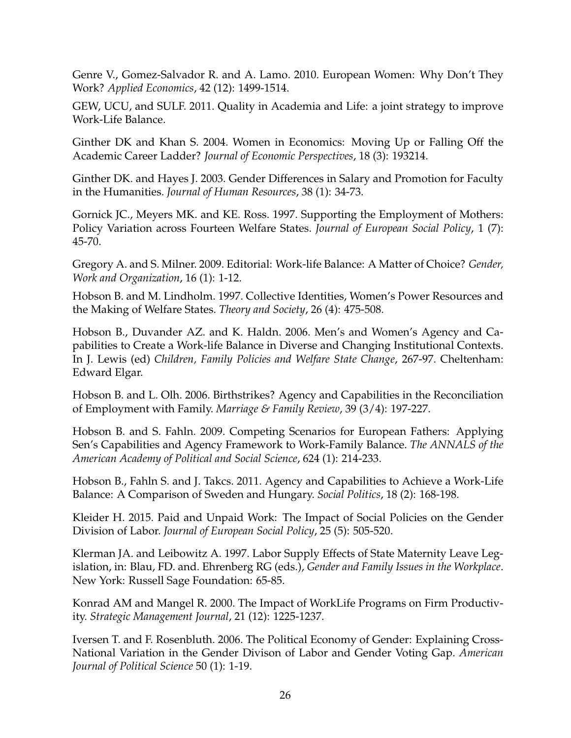Genre V., Gomez-Salvador R. and A. Lamo. 2010. European Women: Why Don't They Work? *Applied Economics*, 42 (12): 1499-1514.

GEW, UCU, and SULF. 2011. Quality in Academia and Life: a joint strategy to improve Work-Life Balance.

Ginther DK and Khan S. 2004. Women in Economics: Moving Up or Falling Off the Academic Career Ladder? *Journal of Economic Perspectives*, 18 (3): 193214.

Ginther DK. and Hayes J. 2003. Gender Differences in Salary and Promotion for Faculty in the Humanities. *Journal of Human Resources*, 38 (1): 34-73.

Gornick JC., Meyers MK. and KE. Ross. 1997. Supporting the Employment of Mothers: Policy Variation across Fourteen Welfare States. *Journal of European Social Policy*, 1 (7): 45-70.

Gregory A. and S. Milner. 2009. Editorial: Work-life Balance: A Matter of Choice? *Gender, Work and Organization*, 16 (1): 1-12.

Hobson B. and M. Lindholm. 1997. Collective Identities, Women's Power Resources and the Making of Welfare States. *Theory and Society*, 26 (4): 475-508.

Hobson B., Duvander AZ. and K. Haldn. 2006. Men's and Women's Agency and Capabilities to Create a Work-life Balance in Diverse and Changing Institutional Contexts. In J. Lewis (ed) *Children, Family Policies and Welfare State Change*, 267-97. Cheltenham: Edward Elgar.

Hobson B. and L. Olh. 2006. Birthstrikes? Agency and Capabilities in the Reconciliation of Employment with Family. *Marriage & Family Review*, 39 (3/4): 197-227.

Hobson B. and S. Fahln. 2009. Competing Scenarios for European Fathers: Applying Sen's Capabilities and Agency Framework to Work-Family Balance. *The ANNALS of the American Academy of Political and Social Science*, 624 (1): 214-233.

Hobson B., Fahln S. and J. Takcs. 2011. Agency and Capabilities to Achieve a Work-Life Balance: A Comparison of Sweden and Hungary. *Social Politics*, 18 (2): 168-198.

Kleider H. 2015. Paid and Unpaid Work: The Impact of Social Policies on the Gender Division of Labor. *Journal of European Social Policy*, 25 (5): 505-520.

Klerman JA. and Leibowitz A. 1997. Labor Supply Effects of State Maternity Leave Legislation, in: Blau, FD. and. Ehrenberg RG (eds.), *Gender and Family Issues in the Workplace*. New York: Russell Sage Foundation: 65-85.

Konrad AM and Mangel R. 2000. The Impact of WorkLife Programs on Firm Productivity. *Strategic Management Journal*, 21 (12): 1225-1237.

Iversen T. and F. Rosenbluth. 2006. The Political Economy of Gender: Explaining Cross-National Variation in the Gender Divison of Labor and Gender Voting Gap. *American Journal of Political Science* 50 (1): 1-19.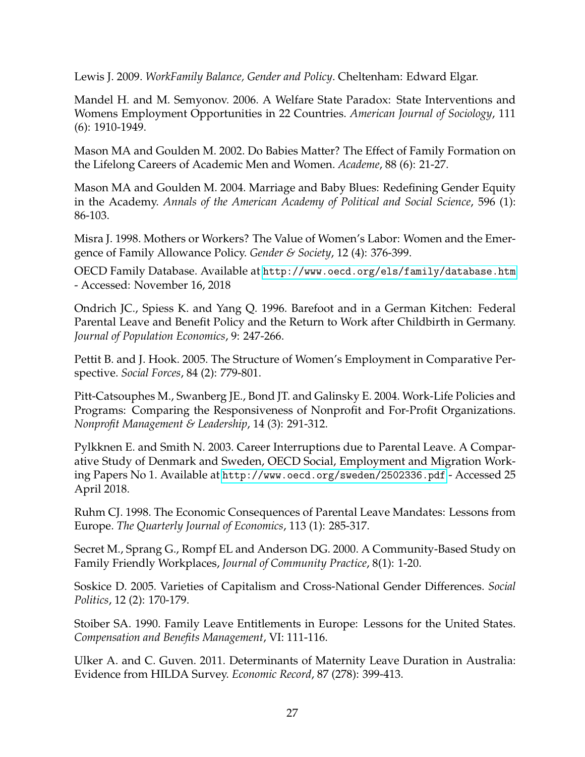Lewis J. 2009. *WorkFamily Balance, Gender and Policy*. Cheltenham: Edward Elgar.

Mandel H. and M. Semyonov. 2006. A Welfare State Paradox: State Interventions and Womens Employment Opportunities in 22 Countries. *American Journal of Sociology*, 111 (6): 1910-1949.

Mason MA and Goulden M. 2002. Do Babies Matter? The Effect of Family Formation on the Lifelong Careers of Academic Men and Women. *Academe*, 88 (6): 21-27.

Mason MA and Goulden M. 2004. Marriage and Baby Blues: Redefining Gender Equity in the Academy. *Annals of the American Academy of Political and Social Science*, 596 (1): 86-103.

Misra J. 1998. Mothers or Workers? The Value of Women's Labor: Women and the Emergence of Family Allowance Policy. *Gender & Society*, 12 (4): 376-399.

OECD Family Database. Available at http://www.oecd.org/els/family/database.htm - Accessed: November 16, 2018

Ondrich JC., Spiess K. and Yang Q. 1996. Barefoot and in a German Kitchen: Federal Parental Leave and Benefit Policy and the Return to Work after Childbirth in Germany. *Journal of Population Economics*, 9: 247-266.

Pettit B. and J. Hook. 2005. The Structure of Women's Employment in Comparative Perspective. *Social Forces*, 84 (2): 779-801.

Pitt-Catsouphes M., Swanberg JE., Bond JT. and Galinsky E. 2004. Work-Life Policies and Programs: Comparing the Responsiveness of Nonprofit and For-Profit Organizations. *Nonprofit Management & Leadership*, 14 (3): 291-312.

Pylkknen E. and Smith N. 2003. Career Interruptions due to Parental Leave. A Comparative Study of Denmark and Sweden, OECD Social, Employment and Migration Working Papers No 1. Available at http://www.oecd.org/sweden/2502336.pdf - Accessed 25 April 2018.

Ruhm CJ. 1998. The Economic Consequences of Parental Leave Mandates: Lessons from Europe. *The Quarterly Journal of Economics*, 113 (1): 285-317.

Secret M., Sprang G., Rompf EL and Anderson DG. 2000. A Community-Based Study on Family Friendly Workplaces, *Journal of Community Practice*, 8(1): 1-20.

Soskice D. 2005. Varieties of Capitalism and Cross-National Gender Differences. *Social Politics*, 12 (2): 170-179.

Stoiber SA. 1990. Family Leave Entitlements in Europe: Lessons for the United States. *Compensation and Benefits Management*, VI: 111-116.

Ulker A. and C. Guven. 2011. Determinants of Maternity Leave Duration in Australia: Evidence from HILDA Survey. *Economic Record*, 87 (278): 399-413.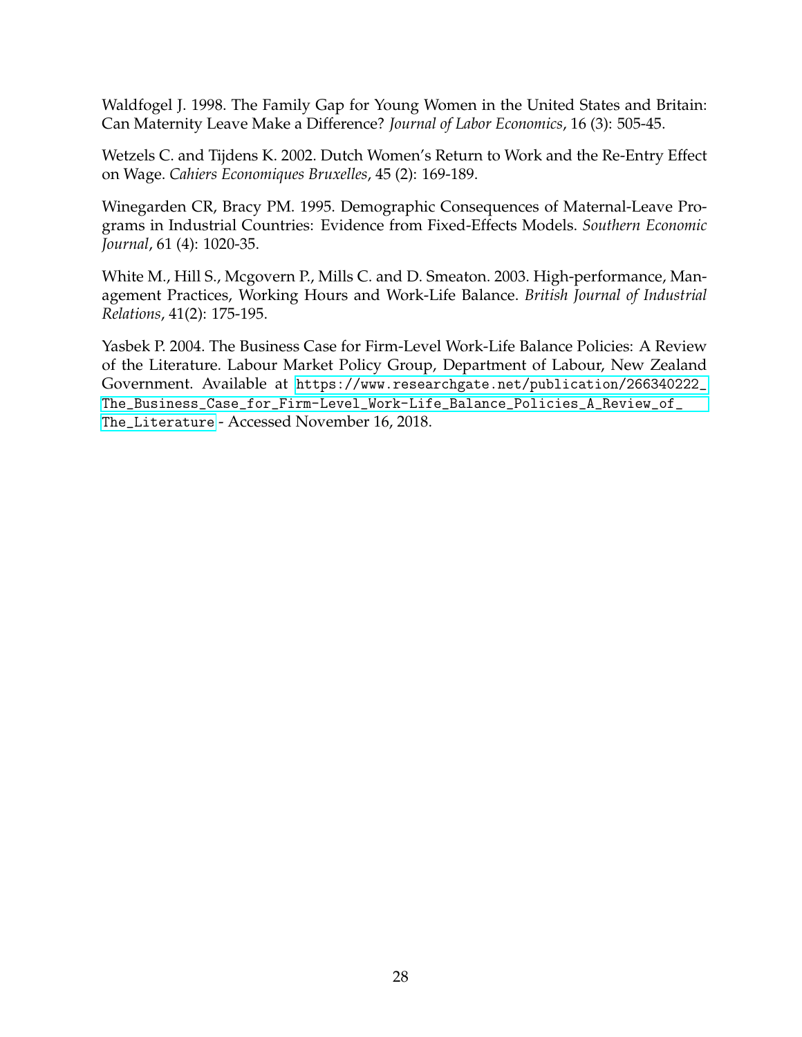Waldfogel J. 1998. The Family Gap for Young Women in the United States and Britain: Can Maternity Leave Make a Difference? *Journal of Labor Economics*, 16 (3): 505-45.

Wetzels C. and Tijdens K. 2002. Dutch Women's Return to Work and the Re-Entry Effect on Wage. *Cahiers Economiques Bruxelles*, 45 (2): 169-189.

Winegarden CR, Bracy PM. 1995. Demographic Consequences of Maternal-Leave Programs in Industrial Countries: Evidence from Fixed-Effects Models. *Southern Economic Journal*, 61 (4): 1020-35.

White M., Hill S., Mcgovern P., Mills C. and D. Smeaton. 2003. High-performance, Management Practices, Working Hours and Work-Life Balance. *British Journal of Industrial Relations*, 41(2): 175-195.

Yasbek P. 2004. The Business Case for Firm-Level Work-Life Balance Policies: A Review of the Literature. Labour Market Policy Group, Department of Labour, New Zealand Government. Available at https://www.researchgate.net/publication/266340222_The_Business_Case_for_Firm-Level_Work-Life_Balance_Policies_A_Review_of_The_Literature - Accessed November 16, 2018.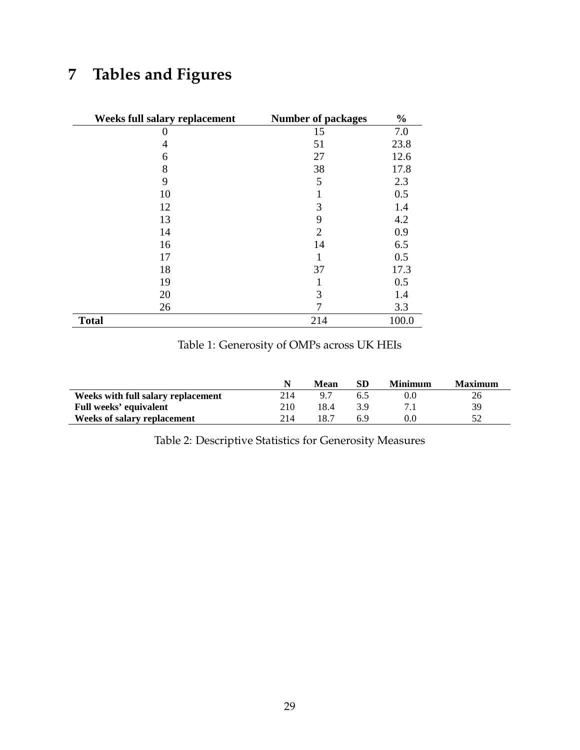# 7 Tables and Figures

| Weeks full salary replacement | Number of packages | % |
|---|---|---|
| 0 | 15 | 7.0 |
| 4 | 51 | 23.8 |
| 6 | 27 | 12.6 |
| 8 | 38 | 17.8 |
| 9 | 5 | 2.3 |
| 10 | 1 | 0.5 |
| 12 | 3 | 1.4 |
| 13 | 9 | 4.2 |
| 14 | 2 | 0.9 |
| 16 | 14 | 6.5 |
| 17 | 1 | 0.5 |
| 18 | 37 | 17.3 |
| 19 | 1 | 0.5 |
| 20 | 3 | 1.4 |
| 26 | 7 | 3.3 |
| **Total** | 214 | 100.0 |

Table 1: Generosity of OMPs across UK HEIs

| | N | Mean | SD | Minimum | Maximum |
|---|---|---|---|---|---|
| **Weeks with full salary replacement** | 214 | 9.7 | 6.5 | 0.0 | 26 |
| **Full weeks' equivalent** | 210 | 18.4 | 3.9 | 7.1 | 39 |
| **Weeks of salary replacement** | 214 | 18.7 | 6.9 | 0.0 | 52 |

Table 2: Descriptive Statistics for Generosity Measures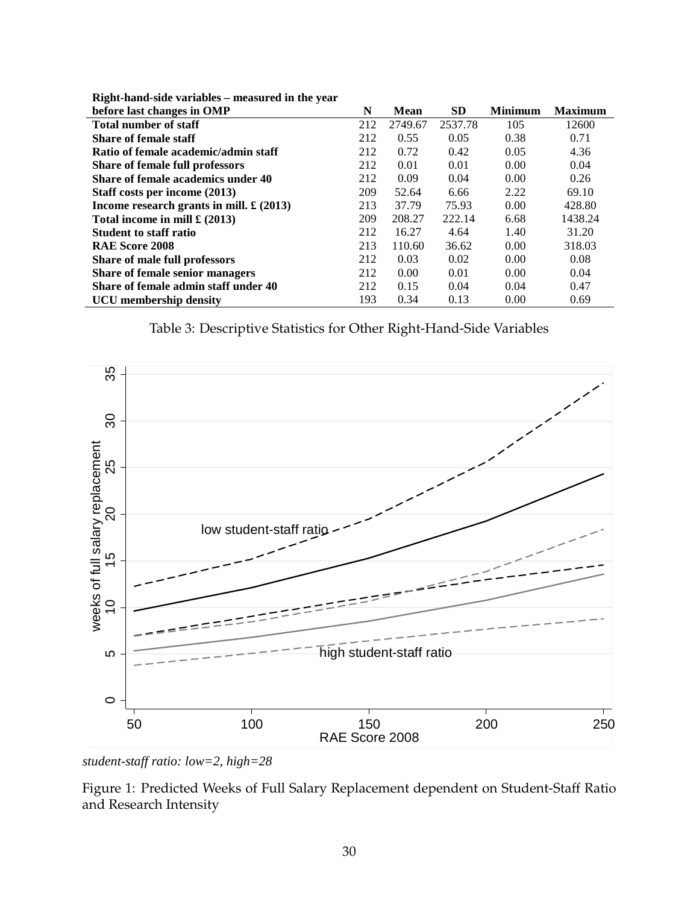| Right-hand-side variables – measured in the year before last changes in OMP | N | Mean | SD | Minimum | Maximum |
|---|---|---|---|---|---|
| **Total number of staff** | 212 | 2749.67 | 2537.78 | 105 | 12600 |
| **Share of female staff** | 212 | 0.55 | 0.05 | 0.38 | 0.71 |
| **Ratio of female academic/admin staff** | 212 | 0.72 | 0.42 | 0.05 | 4.36 |
| **Share of female full professors** | 212 | 0.01 | 0.01 | 0.00 | 0.04 |
| **Share of female academics under 40** | 212 | 0.09 | 0.04 | 0.00 | 0.26 |
| **Staff costs per income (2013)** | 209 | 52.64 | 6.66 | 2.22 | 69.10 |
| **Income research grants in mill. £ (2013)** | 213 | 37.79 | 75.93 | 0.00 | 428.80 |
| **Total income in mill £ (2013)** | 209 | 208.27 | 222.14 | 6.68 | 1438.24 |
| **Student to staff ratio** | 212 | 16.27 | 4.64 | 1.40 | 31.20 |
| **RAE Score 2008** | 213 | 110.60 | 36.62 | 0.00 | 318.03 |
| **Share of male full professors** | 212 | 0.03 | 0.02 | 0.00 | 0.08 |
| **Share of female senior managers** | 212 | 0.00 | 0.01 | 0.00 | 0.04 |
| **Share of female admin staff under 40** | 212 | 0.15 | 0.04 | 0.04 | 0.47 |
| **UCU membership density** | 193 | 0.34 | 0.13 | 0.00 | 0.69 |

Table 3: Descriptive Statistics for Other Right-Hand-Side Variables

*student-staff ratio: low=2, high=28*

Figure 1: Predicted Weeks of Full Salary Replacement dependent on Student-Staff Ratio and Research Intensity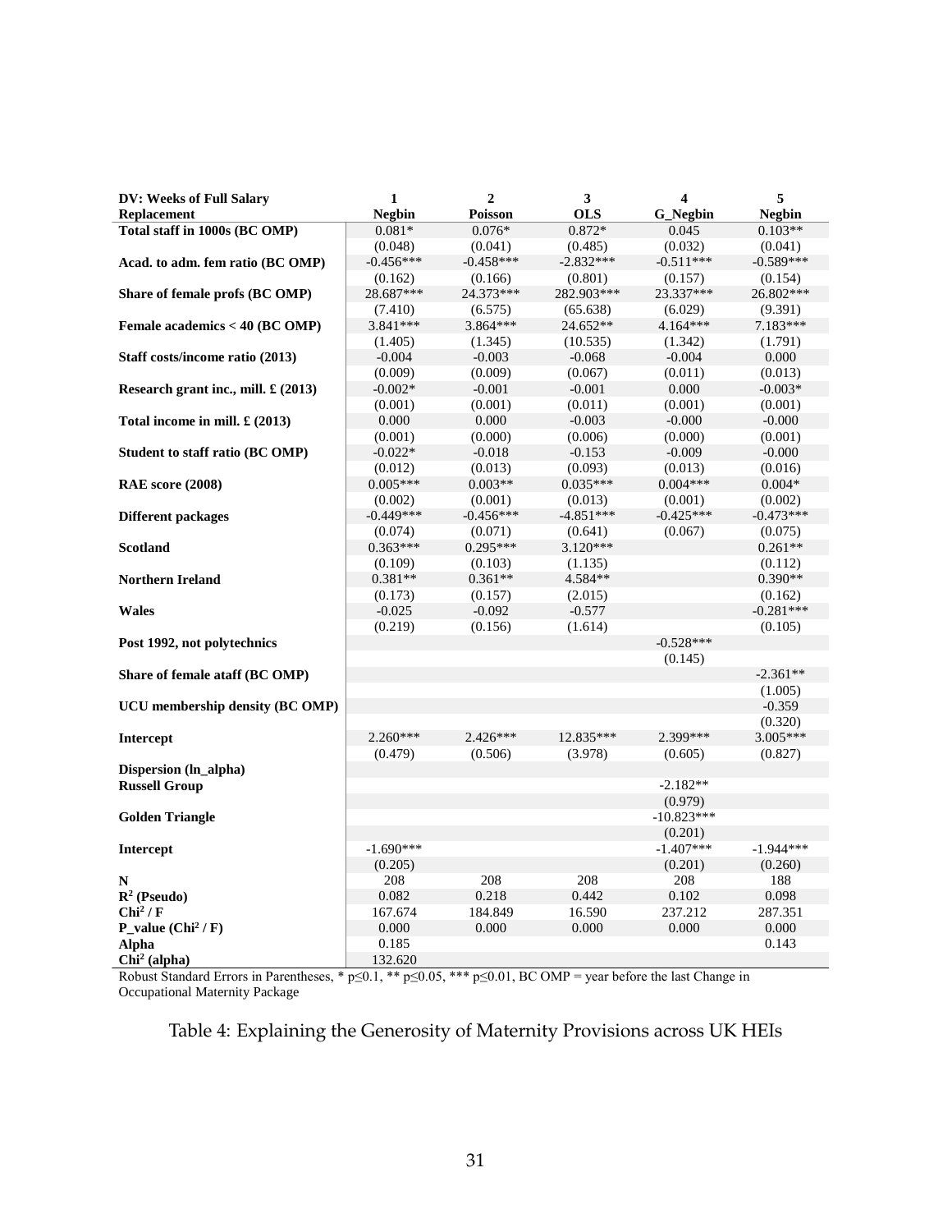| DV: Weeks of Full Salary Replacement | 1 Negbin | 2 Poisson | 3 OLS | 4 G_Negbin | 5 Negbin |
|---|---|---|---|---|---|
| **Total staff in 1000s (BC OMP)** | 0.081* | 0.076* | 0.872* | 0.045 | 0.103** |
| | (0.048) | (0.041) | (0.485) | (0.032) | (0.041) |
| **Acad. to adm. fem ratio (BC OMP)** | -0.456*** | -0.458*** | -2.832*** | -0.511*** | -0.589*** |
| | (0.162) | (0.166) | (0.801) | (0.157) | (0.154) |
| **Share of female profs (BC OMP)** | 28.687*** | 24.373*** | 282.903*** | 23.337*** | 26.802*** |
| | (7.410) | (6.575) | (65.638) | (6.029) | (9.391) |
| **Female academics < 40 (BC OMP)** | 3.841*** | 3.864*** | 24.652** | 4.164*** | 7.183*** |
| | (1.405) | (1.345) | (10.535) | (1.342) | (1.791) |
| **Staff costs/income ratio (2013)** | -0.004 | -0.003 | -0.068 | -0.004 | 0.000 |
| | (0.009) | (0.009) | (0.067) | (0.011) | (0.013) |
| **Research grant inc., mill. £ (2013)** | -0.002* | -0.001 | -0.001 | 0.000 | -0.003* |
| | (0.001) | (0.001) | (0.011) | (0.001) | (0.001) |
| **Total income in mill. £ (2013)** | 0.000 | 0.000 | -0.003 | -0.000 | -0.000 |
| | (0.001) | (0.000) | (0.006) | (0.000) | (0.001) |
| **Student to staff ratio (BC OMP)** | -0.022* | -0.018 | -0.153 | -0.009 | -0.000 |
| | (0.012) | (0.013) | (0.093) | (0.013) | (0.016) |
| **RAE score (2008)** | 0.005*** | 0.003** | 0.035*** | 0.004*** | 0.004* |
| | (0.002) | (0.001) | (0.013) | (0.001) | (0.002) |
| **Different packages** | -0.449*** | -0.456*** | -4.851*** | -0.425*** | -0.473*** |
| | (0.074) | (0.071) | (0.641) | (0.067) | (0.075) |
| **Scotland** | 0.363*** | 0.295*** | 3.120*** | | 0.261** |
| | (0.109) | (0.103) | (1.135) | | (0.112) |
| **Northern Ireland** | 0.381** | 0.361** | 4.584** | | 0.390** |
| | (0.173) | (0.157) | (2.015) | | (0.162) |
| **Wales** | -0.025 | -0.092 | -0.577 | | -0.281*** |
| | (0.219) | (0.156) | (1.614) | | (0.105) |
| **Post 1992, not polytechnics** | | | | -0.528*** | |
| | | | | (0.145) | |
| **Share of female ataff (BC OMP)** | | | | | -2.361** |
| | | | | | (1.005) |
| **UCU membership density (BC OMP)** | | | | | -0.359 |
| | | | | | (0.320) |
| **Intercept** | 2.260*** | 2.426*** | 12.835*** | 2.399*** | 3.005*** |
| | (0.479) | (0.506) | (3.978) | (0.605) | (0.827) |
| **Dispersion (ln_alpha)** | | | | | |
| **Russell Group** | | | | -2.182** | |
| | | | | (0.979) | |
| **Golden Triangle** | | | | -10.823*** | |
| | | | | (0.201) | |
| **Intercept** | -1.690*** | | | -1.407*** | -1.944*** |
| | (0.205) | | | (0.201) | (0.260) |
| **N** | 208 | 208 | 208 | 208 | 188 |
| **$R^2$ (Pseudo)** | 0.082 | 0.218 | 0.442 | 0.102 | 0.098 |
| **$Chi^2$ / F** | 167.674 | 184.849 | 16.590 | 237.212 | 287.351 |
| **P_value ($Chi^2$ / F)** | 0.000 | 0.000 | 0.000 | 0.000 | 0.000 |
| **Alpha** | 0.185 | | | | 0.143 |
| **$Chi^2$ (alpha)** | 132.620 | | | | |

Robust Standard Errors in Parentheses, * $p \leq 0.1$, ** $p \leq 0.05$, *** $p \leq 0.01$, BC OMP = year before the last Change in Occupational Maternity Package

Table 4: Explaining the Generosity of Maternity Provisions across UK HEIs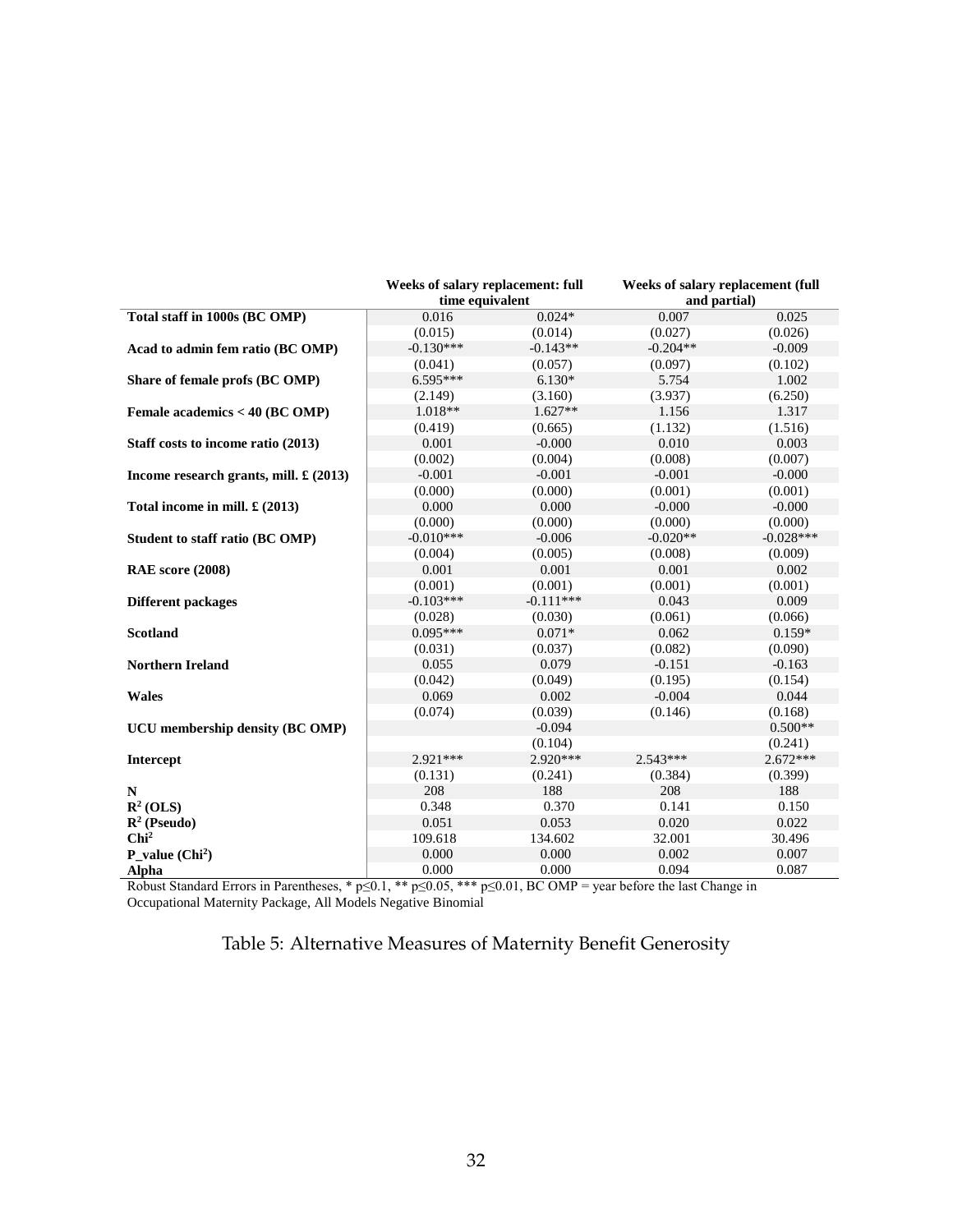| | Weeks of salary replacement: full time equivalent | | Weeks of salary replacement (full and partial) | |
|---|---|---|---|---|
| **Total staff in 1000s (BC OMP)** | 0.016 | 0.024* | 0.007 | 0.025 |
| | (0.015) | (0.014) | (0.027) | (0.026) |
| **Acad to admin fem ratio (BC OMP)** | -0.130*** | -0.143** | -0.204** | -0.009 |
| | (0.041) | (0.057) | (0.097) | (0.102) |
| **Share of female profs (BC OMP)** | 6.595*** | 6.130* | 5.754 | 1.002 |
| | (2.149) | (3.160) | (3.937) | (6.250) |
| **Female academics < 40 (BC OMP)** | 1.018** | 1.627** | 1.156 | 1.317 |
| | (0.419) | (0.665) | (1.132) | (1.516) |
| **Staff costs to income ratio (2013)** | 0.001 | -0.000 | 0.010 | 0.003 |
| | (0.002) | (0.004) | (0.008) | (0.007) |
| **Income research grants, mill. £ (2013)** | -0.001 | -0.001 | -0.001 | -0.000 |
| | (0.000) | (0.000) | (0.001) | (0.001) |
| **Total income in mill. £ (2013)** | 0.000 | 0.000 | -0.000 | -0.000 |
| | (0.000) | (0.000) | (0.000) | (0.000) |
| **Student to staff ratio (BC OMP)** | -0.010*** | -0.006 | -0.020** | -0.028*** |
| | (0.004) | (0.005) | (0.008) | (0.009) |
| **RAE score (2008)** | 0.001 | 0.001 | 0.001 | 0.002 |
| | (0.001) | (0.001) | (0.001) | (0.001) |
| **Different packages** | -0.103*** | -0.111*** | 0.043 | 0.009 |
| | (0.028) | (0.030) | (0.061) | (0.066) |
| **Scotland** | 0.095*** | 0.071* | 0.062 | 0.159* |
| | (0.031) | (0.037) | (0.082) | (0.090) |
| **Northern Ireland** | 0.055 | 0.079 | -0.151 | -0.163 |
| | (0.042) | (0.049) | (0.195) | (0.154) |
| **Wales** | 0.069 | 0.002 | -0.004 | 0.044 |
| | (0.074) | (0.039) | (0.146) | (0.168) |
| **UCU membership density (BC OMP)** | | -0.094 | | 0.500** |
| | | (0.104) | | (0.241) |
| **Intercept** | 2.921*** | 2.920*** | 2.543*** | 2.672*** |
| | (0.131) | (0.241) | (0.384) | (0.399) |
| **N** | 208 | 188 | 208 | 188 |
| **$R^2$ (OLS)** | 0.348 | 0.370 | 0.141 | 0.150 |
| **$R^2$ (Pseudo)** | 0.051 | 0.053 | 0.020 | 0.022 |
| **$Chi^2$** | 109.618 | 134.602 | 32.001 | 30.496 |
| **P_value ($Chi^2$)** | 0.000 | 0.000 | 0.002 | 0.007 |
| **Alpha** | 0.000 | 0.000 | 0.094 | 0.087 |

Robust Standard Errors in Parentheses, * p≤0.1, ** p≤0.05, *** p≤0.01, BC OMP = year before the last Change in Occupational Maternity Package, All Models Negative Binomial

Table 5: Alternative Measures of Maternity Benefit Generosity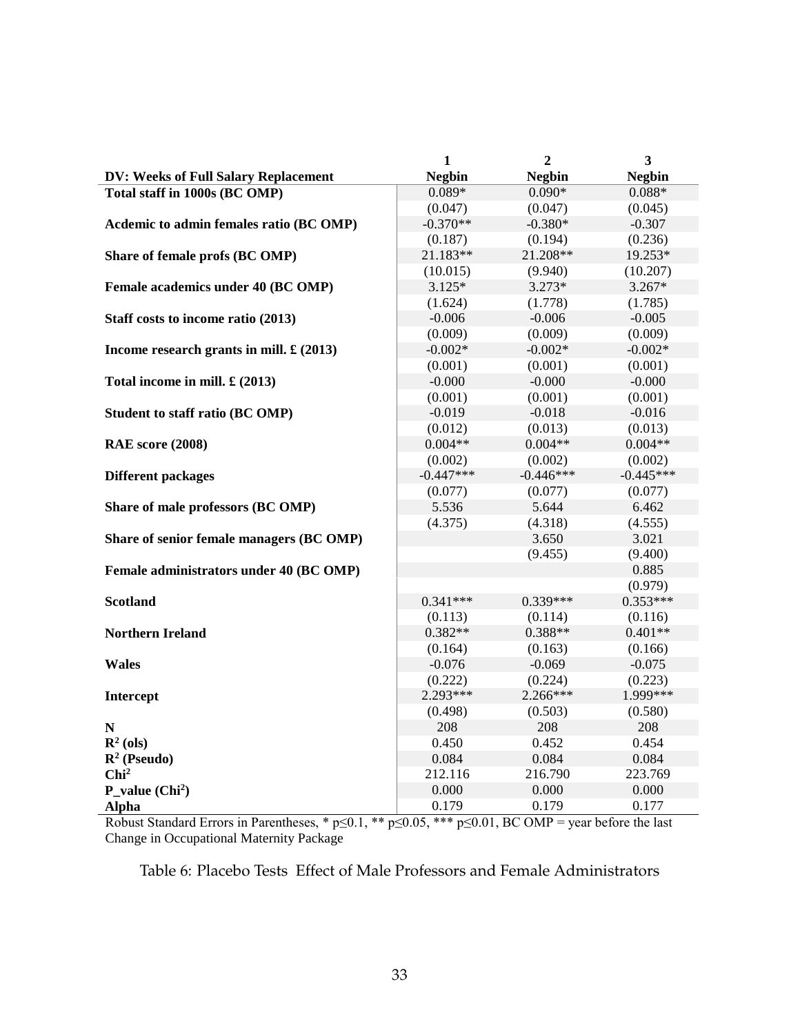| DV: Weeks of Full Salary Replacement | 1<br>Negbin | 2<br>Negbin | 3<br>Negbin |
|---|---|---|---|
| **Total staff in 1000s (BC OMP)** | 0.089* | 0.090* | 0.088* |
| | (0.047) | (0.047) | (0.045) |
| **Acdemic to admin females ratio (BC OMP)** | -0.370** | -0.380* | -0.307 |
| | (0.187) | (0.194) | (0.236) |
| **Share of female profs (BC OMP)** | 21.183** | 21.208** | 19.253* |
| | (10.015) | (9.940) | (10.207) |
| **Female academics under 40 (BC OMP)** | 3.125* | 3.273* | 3.267* |
| | (1.624) | (1.778) | (1.785) |
| **Staff costs to income ratio (2013)** | -0.006 | -0.006 | -0.005 |
| | (0.009) | (0.009) | (0.009) |
| **Income research grants in mill. £ (2013)** | -0.002* | -0.002* | -0.002* |
| | (0.001) | (0.001) | (0.001) |
| **Total income in mill. £ (2013)** | -0.000 | -0.000 | -0.000 |
| | (0.001) | (0.001) | (0.001) |
| **Student to staff ratio (BC OMP)** | -0.019 | -0.018 | -0.016 |
| | (0.012) | (0.013) | (0.013) |
| **RAE score (2008)** | 0.004** | 0.004** | 0.004** |
| | (0.002) | (0.002) | (0.002) |
| **Different packages** | -0.447*** | -0.446*** | -0.445*** |
| | (0.077) | (0.077) | (0.077) |
| **Share of male professors (BC OMP)** | 5.536 | 5.644 | 6.462 |
| | (4.375) | (4.318) | (4.555) |
| **Share of senior female managers (BC OMP)** | | 3.650 | 3.021 |
| | | (9.455) | (9.400) |
| **Female administrators under 40 (BC OMP)** | | | 0.885 |
| | | | (0.979) |
| **Scotland** | 0.341*** | 0.339*** | 0.353*** |
| | (0.113) | (0.114) | (0.116) |
| **Northern Ireland** | 0.382** | 0.388** | 0.401** |
| | (0.164) | (0.163) | (0.166) |
| **Wales** | -0.076 | -0.069 | -0.075 |
| | (0.222) | (0.224) | (0.223) |
| **Intercept** | 2.293*** | 2.266*** | 1.999*** |
| | (0.498) | (0.503) | (0.580) |
| **N** | 208 | 208 | 208 |
| **$R^2$ (ols)** | 0.450 | 0.452 | 0.454 |
| **$R^2$ (Pseudo)** | 0.084 | 0.084 | 0.084 |
| **$Chi^2$** | 212.116 | 216.790 | 223.769 |
| **P_value ($Chi^2$)** | 0.000 | 0.000 | 0.000 |
| **Alpha** | 0.179 | 0.179 | 0.177 |

Robust Standard Errors in Parentheses, * p≤0.1, ** p≤0.05, *** p≤0.01, BC OMP = year before the last Change in Occupational Maternity Package

Table 6: Placebo Tests Effect of Male Professors and Female Administrators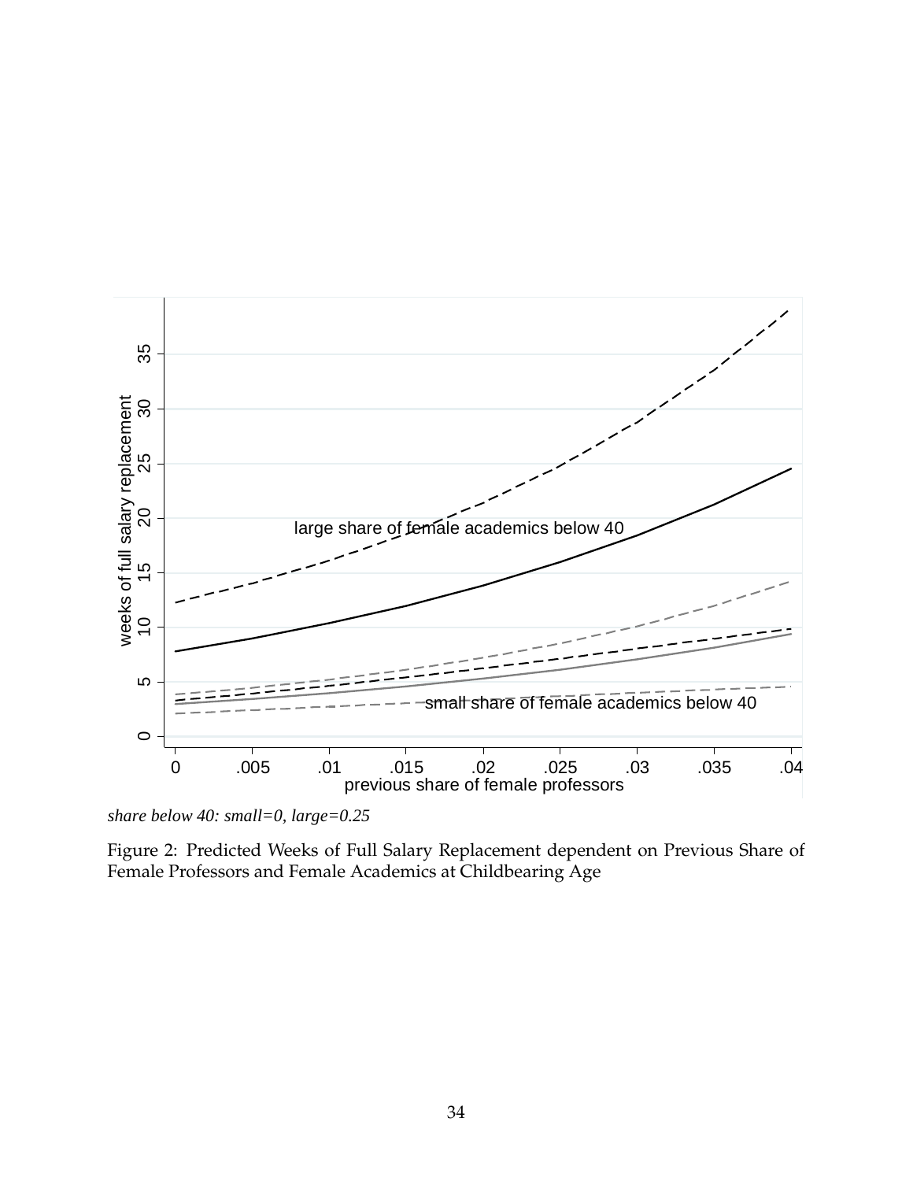weeks of full salary replacement

0
5
10
15
20
25
30
35

large share of female academics below 40

small share of female academics below 40

0
.005
.01
.015
.02
.025
.03
.035
.04

previous share of female professors

*share below 40: small=0, large=0.25*

Figure 2: Predicted Weeks of Full Salary Replacement dependent on Previous Share of Female Professors and Female Academics at Childbearing Age